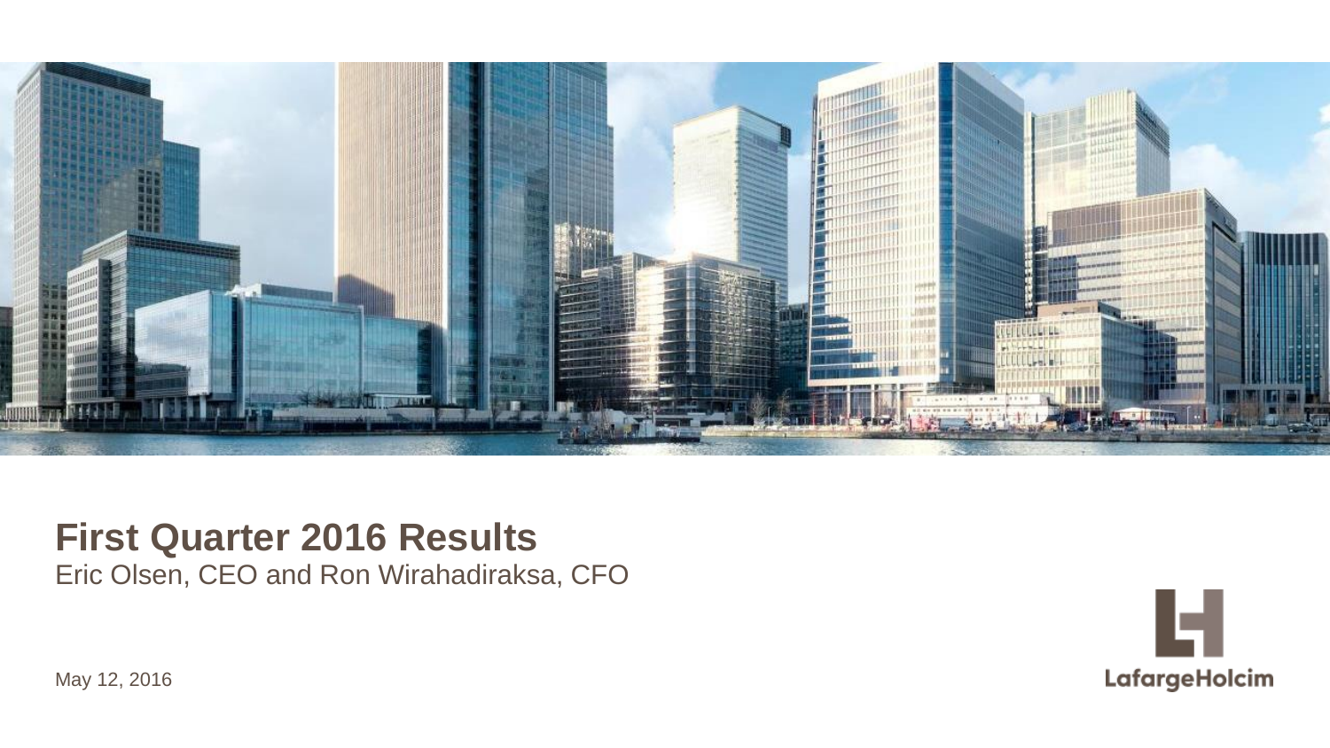# First Quarter 2016 Results

Eric Olsen, CEO and Ron Wirahadiraksa, CFO

May 12, 2016

LafargeHolcim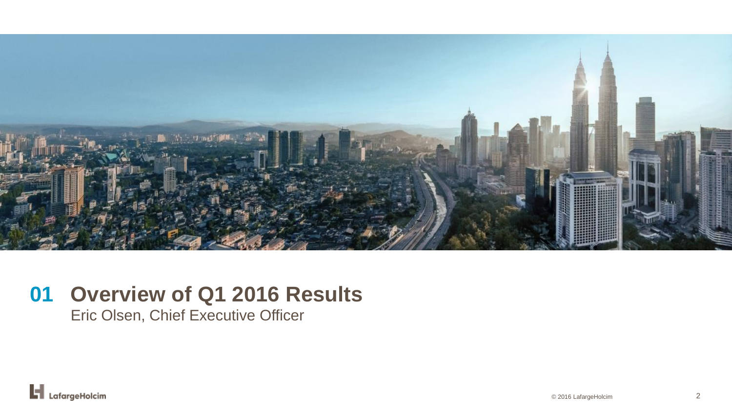# 01 Overview of Q1 2016 Results

Eric Olsen, Chief Executive Officer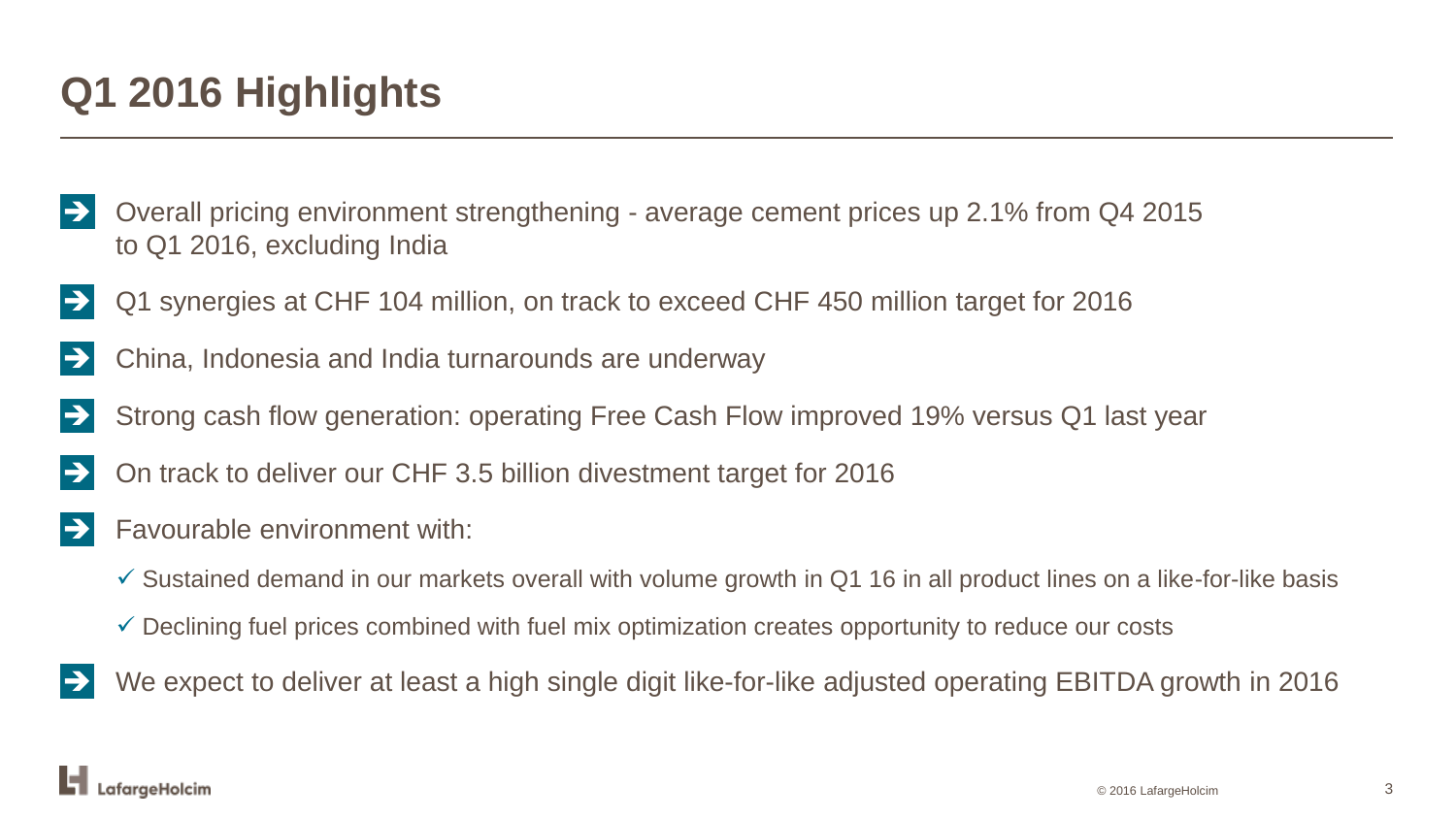# Q1 2016 Highlights

- Overall pricing environment strengthening - average cement prices up 2.1% from Q4 2015 to Q1 2016, excluding India
- Q1 synergies at CHF 104 million, on track to exceed CHF 450 million target for 2016
- China, Indonesia and India turnarounds are underway
- Strong cash flow generation: operating Free Cash Flow improved 19% versus Q1 last year
- On track to deliver our CHF 3.5 billion divestment target for 2016
- Favourable environment with:
  - ✓ Sustained demand in our markets overall with volume growth in Q1 16 in all product lines on a like-for-like basis
  - ✓ Declining fuel prices combined with fuel mix optimization creates opportunity to reduce our costs
- We expect to deliver at least a high single digit like-for-like adjusted operating EBITDA growth in 2016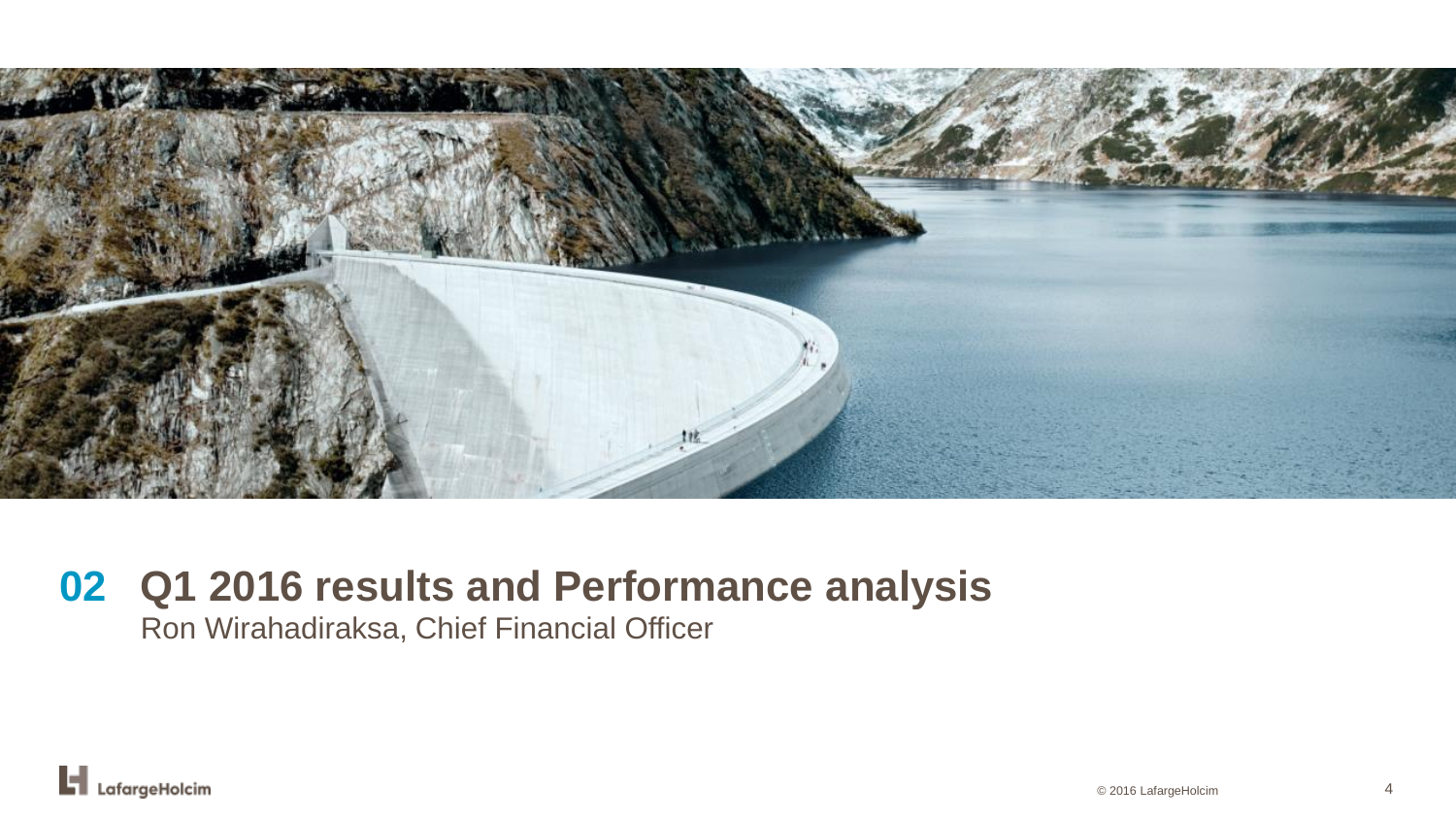# 02 Q1 2016 results and Performance analysis

Ron Wirahadiraksa, Chief Financial Officer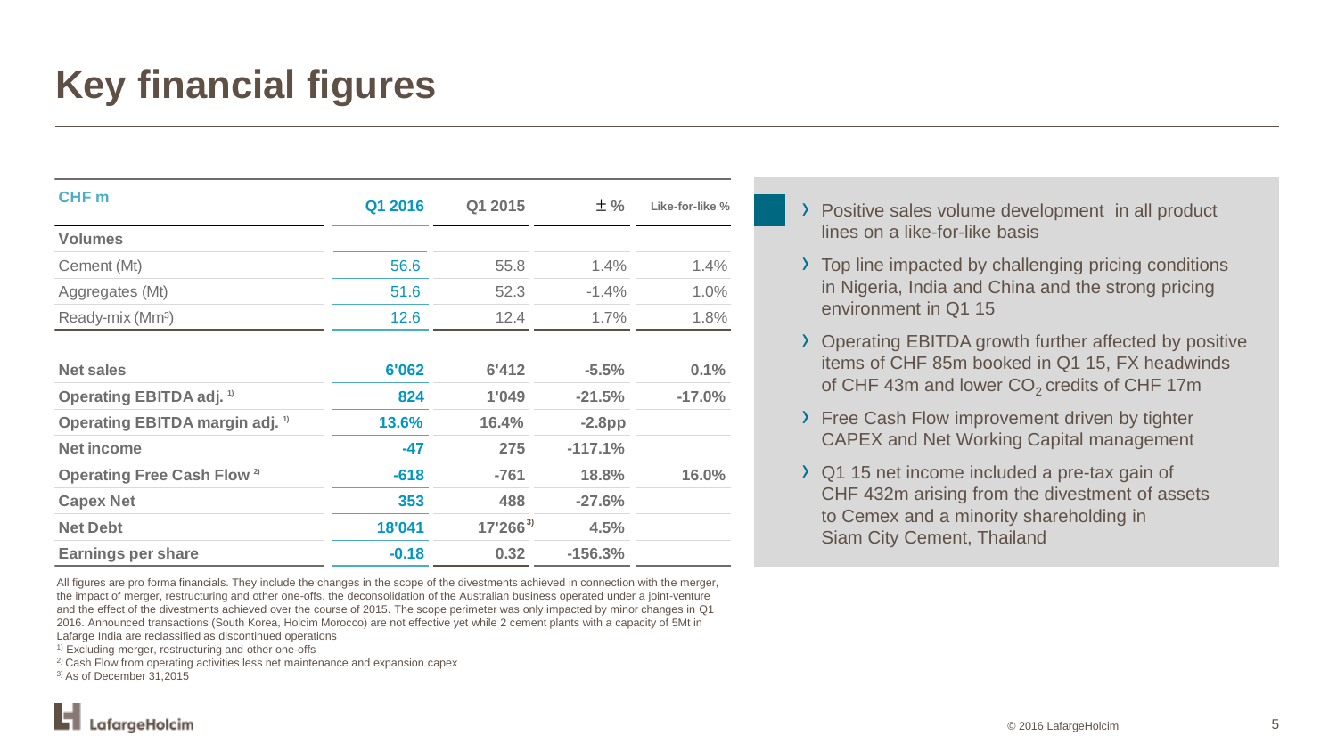# Key financial figures

| CHF m | Q1 2016 | Q1 2015 | ± % | Like-for-like % |
|---|---|---|---|---|
| **Volumes** | | | | |
| Cement (Mt) | 56.6 | 55.8 | 1.4% | 1.4% |
| Aggregates (Mt) | 51.6 | 52.3 | -1.4% | 1.0% |
| Ready-mix (Mm³) | 12.6 | 12.4 | 1.7% | 1.8% |
| **Net sales** | **6'062** | **6'412** | **-5.5%** | **0.1%** |
| **Operating EBITDA adj.** [1] | **824** | **1'049** | **-21.5%** | **-17.0%** |
| **Operating EBITDA margin adj.** [1] | **13.6%** | **16.4%** | **-2.8pp** | |
| **Net income** | **-47** | **275** | **-117.1%** | |
| **Operating Free Cash Flow** [2] | **-618** | **-761** | **18.8%** | **16.0%** |
| **Capex Net** | **353** | **488** | **-27.6%** | |
| **Net Debt** | **18'041** | **17'266** [3] | **4.5%** | |
| **Earnings per share** | **-0.18** | **0.32** | **-156.3%** | |

All figures are pro forma financials. They include the changes in the scope of the divestments achieved in connection with the merger, the impact of merger, restructuring and other one-offs, the deconsolidation of the Australian business operated under a joint-venture and the effect of the divestments achieved over the course of 2015. The scope perimeter was only impacted by minor changes in Q1 2016. Announced transactions (South Korea, Holcim Morocco) are not effective yet while 2 cement plants with a capacity of 5Mt in Lafarge India are reclassified as discontinued operations

[1] Excluding merger, restructuring and other one-offs

[2] Cash Flow from operating activities less net maintenance and expansion capex

[3] As of December 31,2015

- Positive sales volume development in all product lines on a like-for-like basis
- Top line impacted by challenging pricing conditions in Nigeria, India and China and the strong pricing environment in Q1 15
- Operating EBITDA growth further affected by positive items of CHF 85m booked in Q1 15, FX headwinds of CHF 43m and lower $CO_2$ credits of CHF 17m
- Free Cash Flow improvement driven by tighter CAPEX and Net Working Capital management
- Q1 15 net income included a pre-tax gain of CHF 432m arising from the divestment of assets to Cemex and a minority shareholding in Siam City Cement, Thailand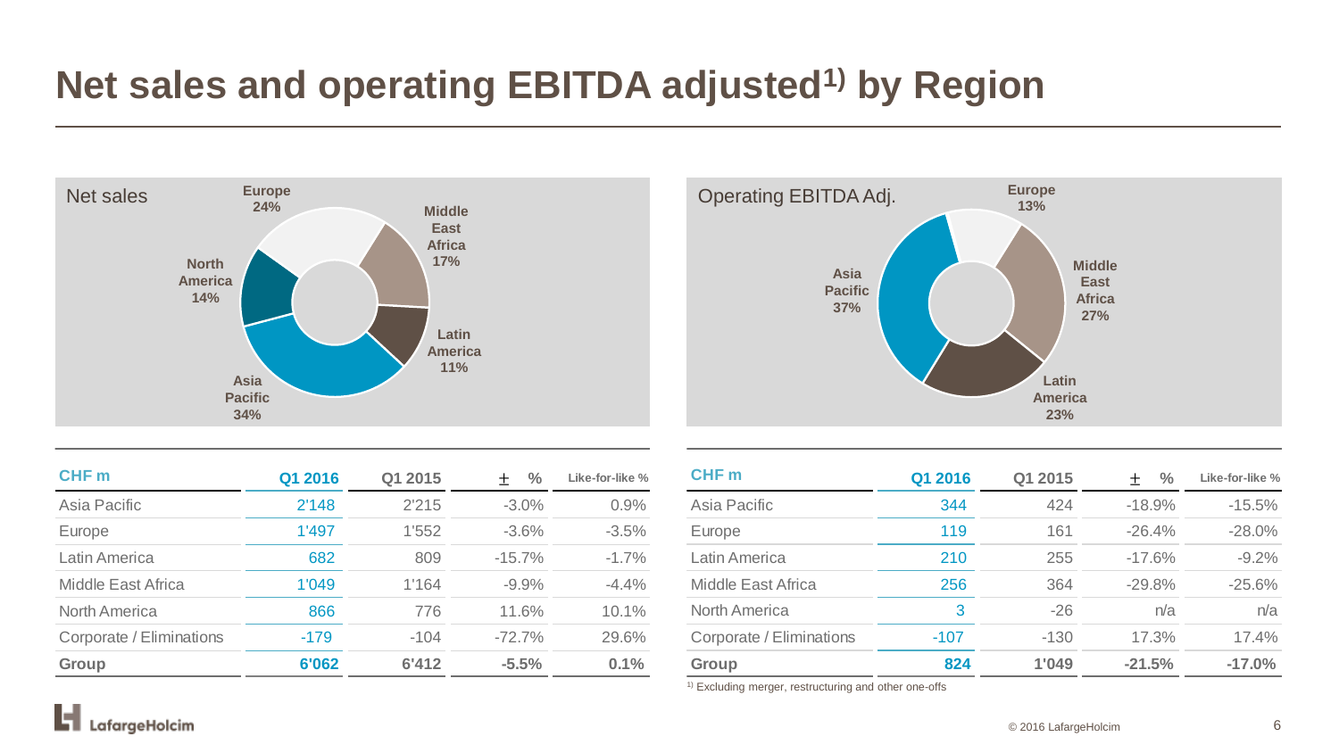# Net sales and operating EBITDA adjusted[1)] by Region

Net sales

- Europe 24%
- Middle East Africa 17%
- Latin America 11%
- Asia Pacific 34%
- North America 14%

Operating EBITDA Adj.

- Europe 13%
- Middle East Africa 27%
- Latin America 23%
- Asia Pacific 37%

| CHF m | Q1 2016 | Q1 2015 | ± % | Like-for-like % |
|---|---|---|---|---|
| Asia Pacific | 2'148 | 2'215 | -3.0% | 0.9% |
| Europe | 1'497 | 1'552 | -3.6% | -3.5% |
| Latin America | 682 | 809 | -15.7% | -1.7% |
| Middle East Africa | 1'049 | 1'164 | -9.9% | -4.4% |
| North America | 866 | 776 | 11.6% | 10.1% |
| Corporate / Eliminations | -179 | -104 | -72.7% | 29.6% |
| **Group** | **6'062** | **6'412** | **-5.5%** | **0.1%** |

| CHF m | Q1 2016 | Q1 2015 | ± % | Like-for-like % |
|---|---|---|---|---|
| Asia Pacific | 344 | 424 | -18.9% | -15.5% |
| Europe | 119 | 161 | -26.4% | -28.0% |
| Latin America | 210 | 255 | -17.6% | -9.2% |
| Middle East Africa | 256 | 364 | -29.8% | -25.6% |
| North America | 3 | -26 | n/a | n/a |
| Corporate / Eliminations | -107 | -130 | 17.3% | 17.4% |
| **Group** | **824** | **1'049** | **-21.5%** | **-17.0%** |

[1)] Excluding merger, restructuring and other one-offs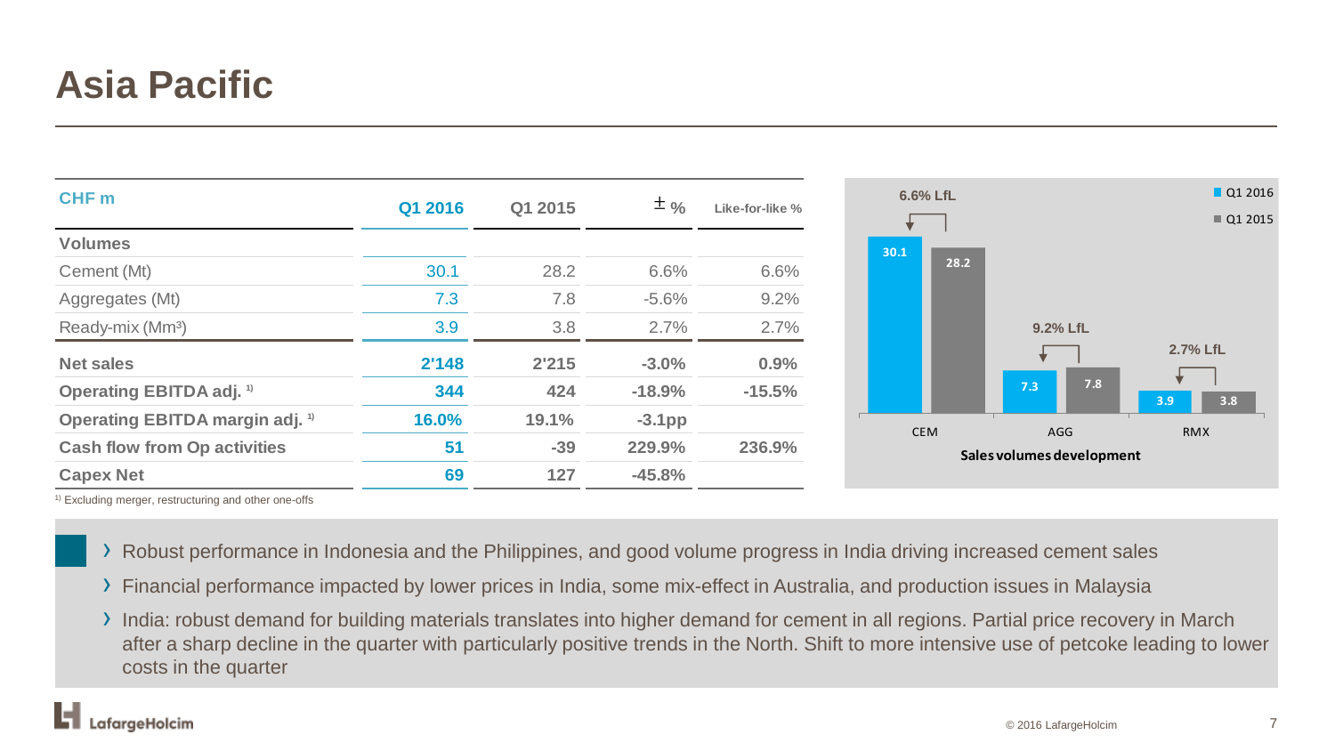# Asia Pacific

| CHF m | Q1 2016 | Q1 2015 | ± % | Like-for-like % |
|---|---|---|---|---|
| **Volumes** | | | | |
| Cement (Mt) | 30.1 | 28.2 | 6.6% | 6.6% |
| Aggregates (Mt) | 7.3 | 7.8 | -5.6% | 9.2% |
| Ready-mix ($Mm^3$) | 3.9 | 3.8 | 2.7% | 2.7% |
| **Net sales** | **2'148** | **2'215** | **-3.0%** | **0.9%** |
| **Operating EBITDA adj.** [1] | **344** | **424** | **-18.9%** | **-15.5%** |
| **Operating EBITDA margin adj.** [1] | **16.0%** | **19.1%** | **-3.1pp** | |
| **Cash flow from Op activities** | **51** | **-39** | **229.9%** | **236.9%** |
| **Capex Net** | **69** | **127** | **-45.8%** | |

[1] Excluding merger, restructuring and other one-offs

**Sales volumes development**

| | Q1 2016 | Q1 2015 | LfL |
|---|---|---|---|
| CEM | 30.1 | 28.2 | 6.6% LfL |
| AGG | 7.3 | 7.8 | 9.2% LfL |
| RMX | 3.9 | 3.8 | 2.7% LfL |

- Robust performance in Indonesia and the Philippines, and good volume progress in India driving increased cement sales
- Financial performance impacted by lower prices in India, some mix-effect in Australia, and production issues in Malaysia
- India: robust demand for building materials translates into higher demand for cement in all regions. Partial price recovery in March after a sharp decline in the quarter with particularly positive trends in the North. Shift to more intensive use of petcoke leading to lower costs in the quarter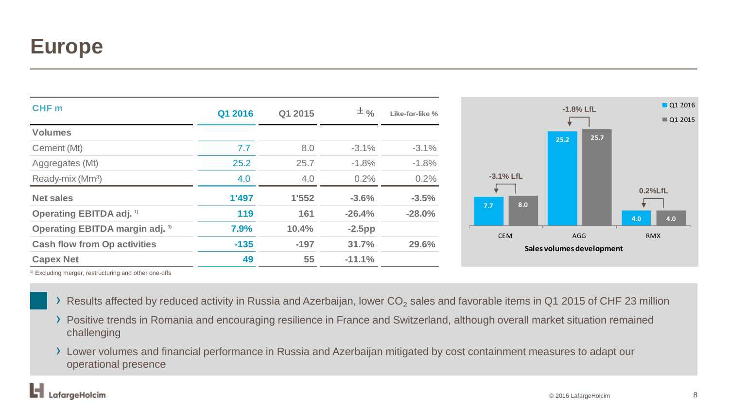# Europe

| CHF m | Q1 2016 | Q1 2015 | ± % | Like-for-like % |
|---|---|---|---|---|
| **Volumes** | | | | |
| Cement (Mt) | 7.7 | 8.0 | -3.1% | -3.1% |
| Aggregates (Mt) | 25.2 | 25.7 | -1.8% | -1.8% |
| Ready-mix (Mm³) | 4.0 | 4.0 | 0.2% | 0.2% |
| **Net sales** | **1'497** | **1'552** | **-3.6%** | **-3.5%** |
| **Operating EBITDA adj.** [1] | **119** | **161** | **-26.4%** | **-28.0%** |
| **Operating EBITDA margin adj.** [1] | **7.9%** | **10.4%** | **-2.5pp** | |
| **Cash flow from Op activities** | **-135** | **-197** | **31.7%** | **29.6%** |
| **Capex Net** | **49** | **55** | **-11.1%** | |

[1] Excluding merger, restructuring and other one-offs

**Sales volumes development**

| | Q1 2016 | Q1 2015 | LfL |
|---|---|---|---|
| CEM | 7.7 | 8.0 | -3.1% LfL |
| AGG | 25.2 | 25.7 | -1.8% LfL |
| RMX | 4.0 | 4.0 | 0.2%LfL |

- Results affected by reduced activity in Russia and Azerbaijan, lower $CO_2$ sales and favorable items in Q1 2015 of CHF 23 million
- Positive trends in Romania and encouraging resilience in France and Switzerland, although overall market situation remained challenging
- Lower volumes and financial performance in Russia and Azerbaijan mitigated by cost containment measures to adapt our operational presence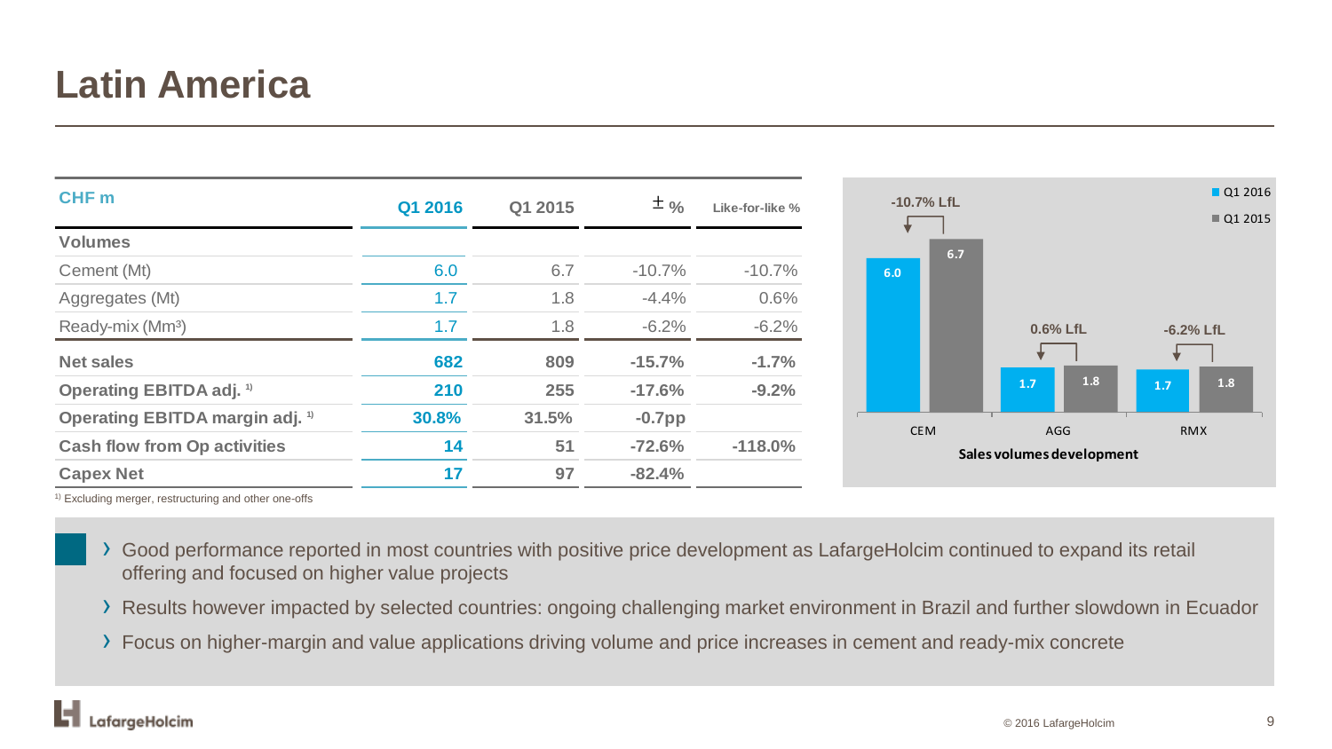# Latin America

| CHF m | Q1 2016 | Q1 2015 | ± % | Like-for-like % |
|---|---|---|---|---|
| **Volumes** | | | | |
| Cement (Mt) | 6.0 | 6.7 | -10.7% | -10.7% |
| Aggregates (Mt) | 1.7 | 1.8 | -4.4% | 0.6% |
| Ready-mix (Mm³) | 1.7 | 1.8 | -6.2% | -6.2% |
| **Net sales** | **682** | **809** | **-15.7%** | **-1.7%** |
| **Operating EBITDA adj.** [1] | **210** | **255** | **-17.6%** | **-9.2%** |
| **Operating EBITDA margin adj.** [1] | **30.8%** | **31.5%** | **-0.7pp** | |
| **Cash flow from Op activities** | **14** | **51** | **-72.6%** | **-118.0%** |
| **Capex Net** | **17** | **97** | **-82.4%** | |

[1] Excluding merger, restructuring and other one-offs

**Sales volumes development**

| | Q1 2016 | Q1 2015 | LfL |
|---|---|---|---|
| CEM | 6.0 | 6.7 | -10.7% LfL |
| AGG | 1.7 | 1.8 | 0.6% LfL |
| RMX | 1.7 | 1.8 | -6.2% LfL |

- Good performance reported in most countries with positive price development as LafargeHolcim continued to expand its retail offering and focused on higher value projects
- Results however impacted by selected countries: ongoing challenging market environment in Brazil and further slowdown in Ecuador
- Focus on higher-margin and value applications driving volume and price increases in cement and ready-mix concrete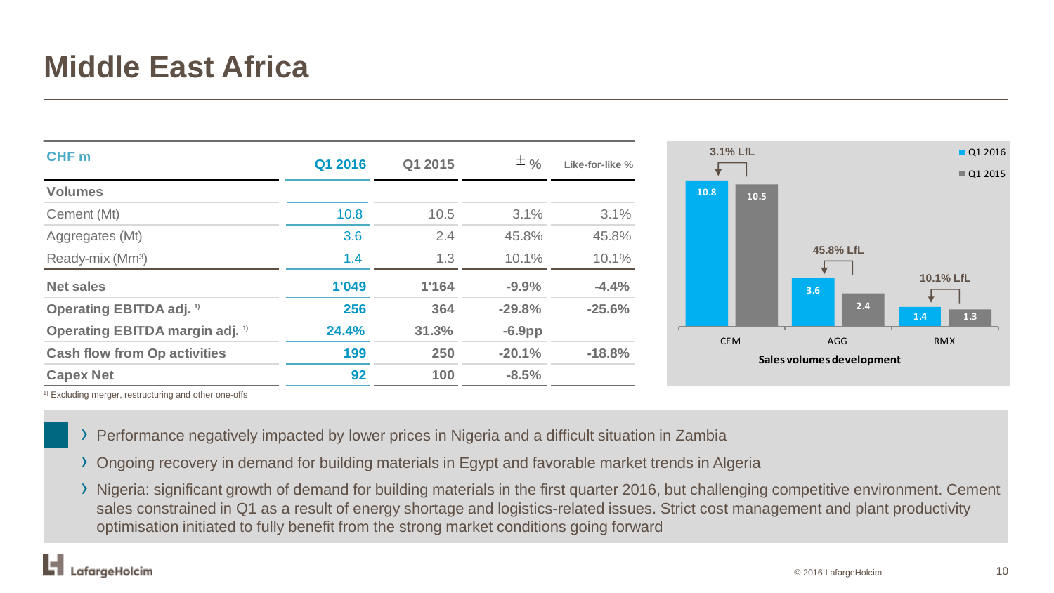# Middle East Africa

| CHF m | Q1 2016 | Q1 2015 | ± % | Like-for-like % |
|---|---|---|---|---|
| **Volumes** | | | | |
| Cement (Mt) | 10.8 | 10.5 | 3.1% | 3.1% |
| Aggregates (Mt) | 3.6 | 2.4 | 45.8% | 45.8% |
| Ready-mix (Mm³) | 1.4 | 1.3 | 10.1% | 10.1% |
| **Net sales** | **1'049** | **1'164** | **-9.9%** | **-4.4%** |
| **Operating EBITDA adj.** [1] | **256** | **364** | **-29.8%** | **-25.6%** |
| **Operating EBITDA margin adj.** [1] | **24.4%** | **31.3%** | **-6.9pp** | |
| **Cash flow from Op activities** | **199** | **250** | **-20.1%** | **-18.8%** |
| **Capex Net** | **92** | **100** | **-8.5%** | |

[1] Excluding merger, restructuring and other one-offs

**Sales volumes development**

| | Q1 2016 | Q1 2015 | LfL |
|---|---|---|---|
| CEM | 10.8 | 10.5 | 3.1% LfL |
| AGG | 3.6 | 2.4 | 45.8% LfL |
| RMX | 1.4 | 1.3 | 10.1% LfL |

- Performance negatively impacted by lower prices in Nigeria and a difficult situation in Zambia
- Ongoing recovery in demand for building materials in Egypt and favorable market trends in Algeria
- Nigeria: significant growth of demand for building materials in the first quarter 2016, but challenging competitive environment. Cement sales constrained in Q1 as a result of energy shortage and logistics-related issues. Strict cost management and plant productivity optimisation initiated to fully benefit from the strong market conditions going forward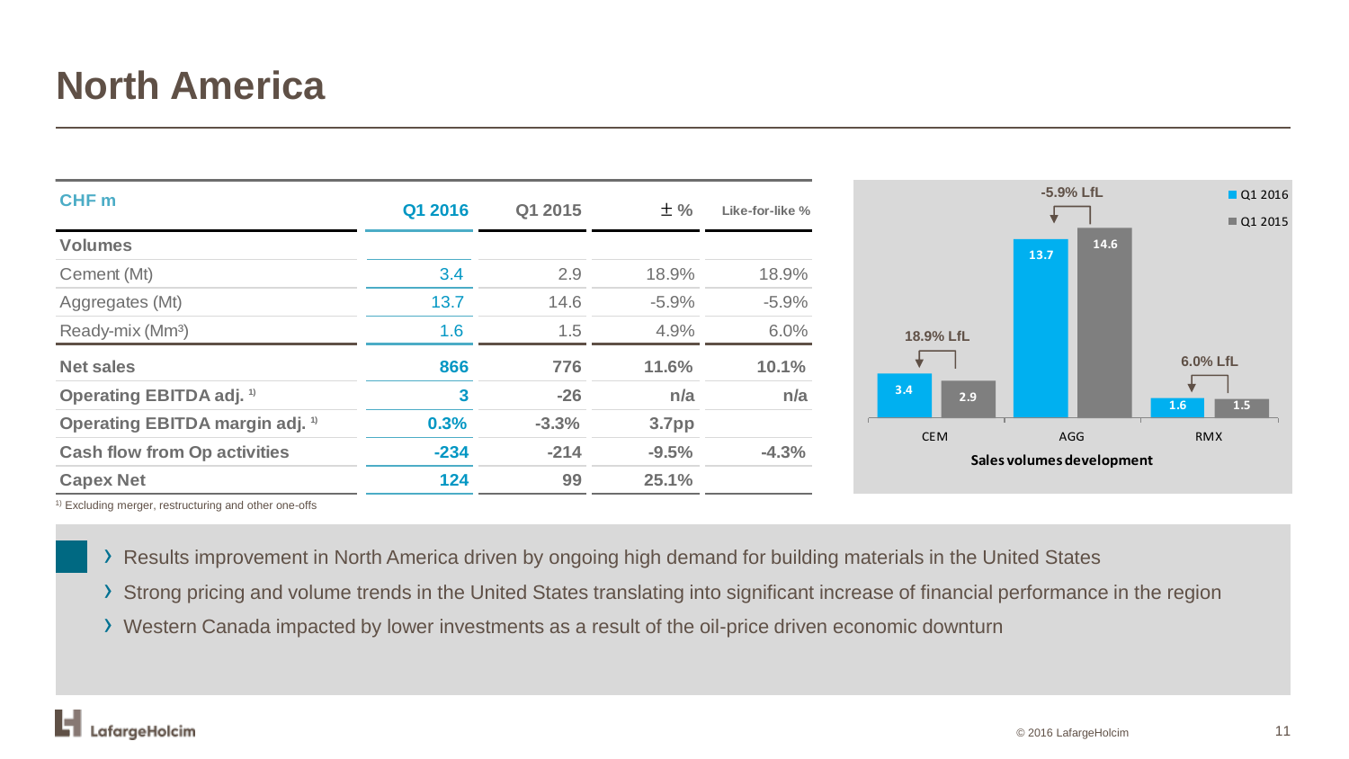# North America

| CHF m | Q1 2016 | Q1 2015 | ± % | Like-for-like % |
|---|---|---|---|---|
| **Volumes** | | | | |
| Cement (Mt) | 3.4 | 2.9 | 18.9% | 18.9% |
| Aggregates (Mt) | 13.7 | 14.6 | -5.9% | -5.9% |
| Ready-mix (Mm³) | 1.6 | 1.5 | 4.9% | 6.0% |
| **Net sales** | **866** | **776** | **11.6%** | **10.1%** |
| **Operating EBITDA adj.** [1] | **3** | **-26** | **n/a** | **n/a** |
| **Operating EBITDA margin adj.** [1] | **0.3%** | **-3.3%** | **3.7pp** | |
| **Cash flow from Op activities** | **-234** | **-214** | **-9.5%** | **-4.3%** |
| **Capex Net** | **124** | **99** | **25.1%** | |

[1] Excluding merger, restructuring and other one-offs

**Sales volumes development**

| | Q1 2016 | Q1 2015 | LfL |
|---|---|---|---|
| CEM | 3.4 | 2.9 | 18.9% LfL |
| AGG | 13.7 | 14.6 | -5.9% LfL |
| RMX | 1.6 | 1.5 | 6.0% LfL |

- Results improvement in North America driven by ongoing high demand for building materials in the United States
- Strong pricing and volume trends in the United States translating into significant increase of financial performance in the region
- Western Canada impacted by lower investments as a result of the oil-price driven economic downturn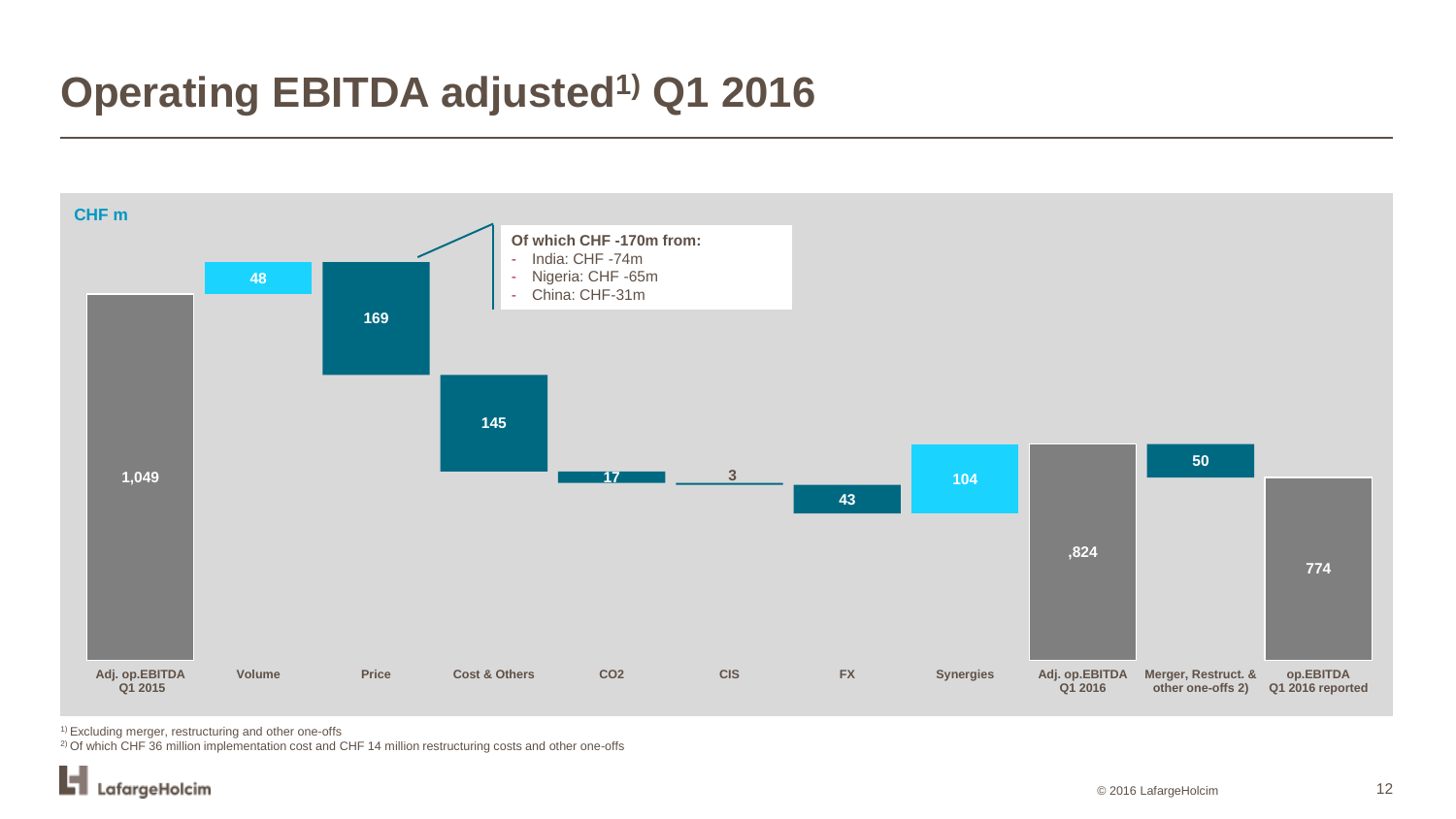# Operating EBITDA adjusted[1] Q1 2016

CHF m

| Adj. op.EBITDA Q1 2015 | Volume | Price | Cost & Others | CO2 | CIS | FX | Synergies | Adj. op.EBITDA Q1 2016 | Merger, Restruct. & other one-offs 2) | op.EBITDA Q1 2016 reported |
|---|---|---|---|---|---|---|---|---|---|---|
| 1,049 | 48 | 169 | 145 | 17 | 3 | 43 | 104 | ,824 | 50 | 774 |

**Of which CHF -170m from:**
- India: CHF -74m
- Nigeria: CHF -65m
- China: CHF-31m

[1] Excluding merger, restructuring and other one-offs

[2] Of which CHF 36 million implementation cost and CHF 14 million restructuring costs and other one-offs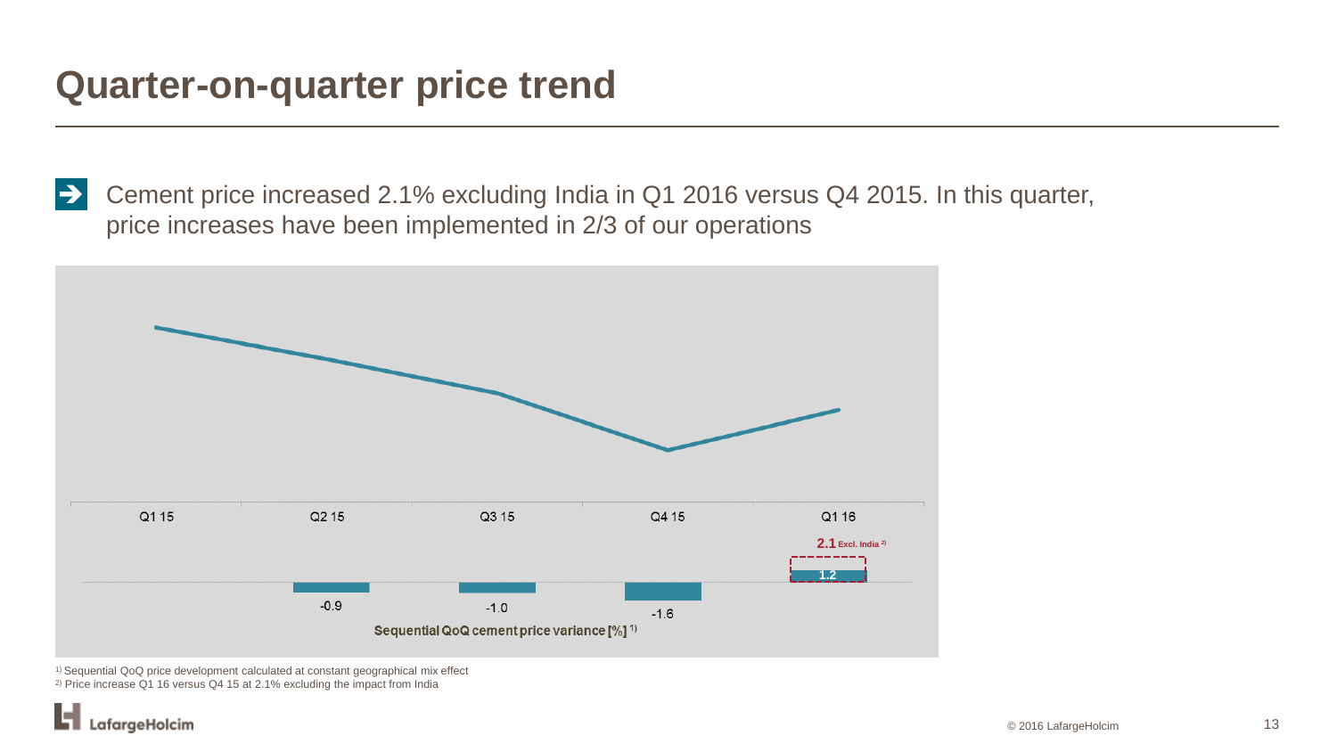# Quarter-on-quarter price trend

➔ Cement price increased 2.1% excluding India in Q1 2016 versus Q4 2015. In this quarter, price increases have been implemented in 2/3 of our operations

Sequential QoQ cement price variance [%] [1]

| | Q1 15 | Q2 15 | Q3 15 | Q4 15 | Q1 16 |
|---|---|---|---|---|---|
| Sequential QoQ cement price variance [%] | | -0.9 | -1.0 | -1.6 | 1.2 (2.1 Excl. India [2]) |

[1] Sequential QoQ price development calculated at constant geographical mix effect

[2] Price increase Q1 16 versus Q4 15 at 2.1% excluding the impact from India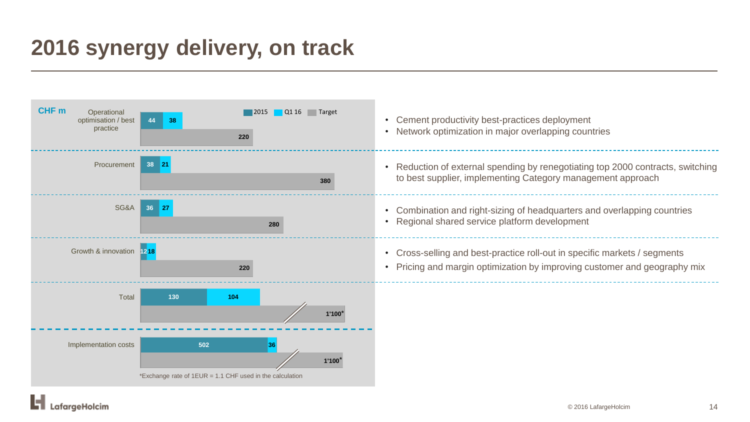# 2016 synergy delivery, on track

CHF m

| | 2015 | Q1 16 | Target | |
|---|---|---|---|---|
| Operational optimisation / best practice | 44 | 38 | 220 | • Cement productivity best-practices deployment<br>• Network optimization in major overlapping countries |
| Procurement | 38 | 21 | 380 | • Reduction of external spending by renegotiating top 2000 contracts, switching to best supplier, implementing Category management approach |
| SG&A | 36 | 27 | 280 | • Combination and right-sizing of headquarters and overlapping countries<br>• Regional shared service platform development |
| Growth & innovation | 12 | 18 | 220 | • Cross-selling and best-practice roll-out in specific markets / segments<br>• Pricing and margin optimization by improving customer and geography mix |
| Total | 130 | 104 | 1'100* | |
| Implementation costs | 502 | 36 | 1'100* | |

*Exchange rate of 1EUR = 1.1 CHF used in the calculation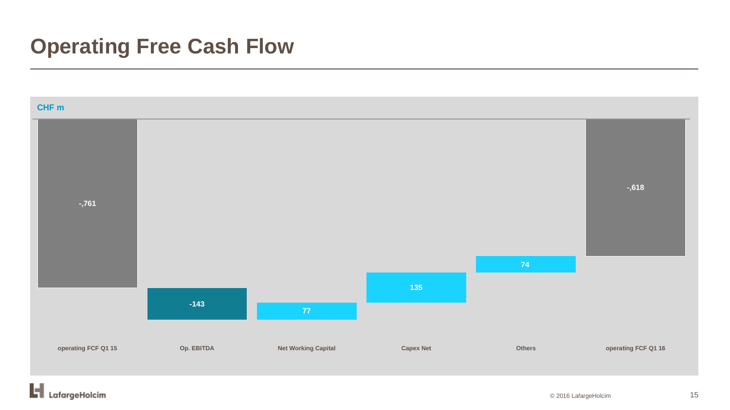# Operating Free Cash Flow

CHF m

| operating FCF Q1 15 | Op. EBITDA | Net Working Capital | Capex Net | Others | operating FCF Q1 16 |
|---|---|---|---|---|---|
| -,761 | -143 | 77 | 135 | 74 | -,618 |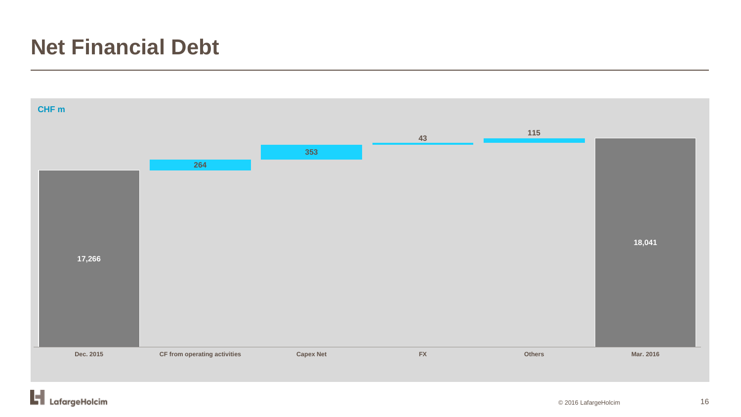# Net Financial Debt

CHF m

| | Dec. 2015 | CF from operating activities | Capex Net | FX | Others | Mar. 2016 |
|---|---|---|---|---|---|---|
| CHF m | 17,266 | 264 | 353 | 43 | 115 | 18,041 |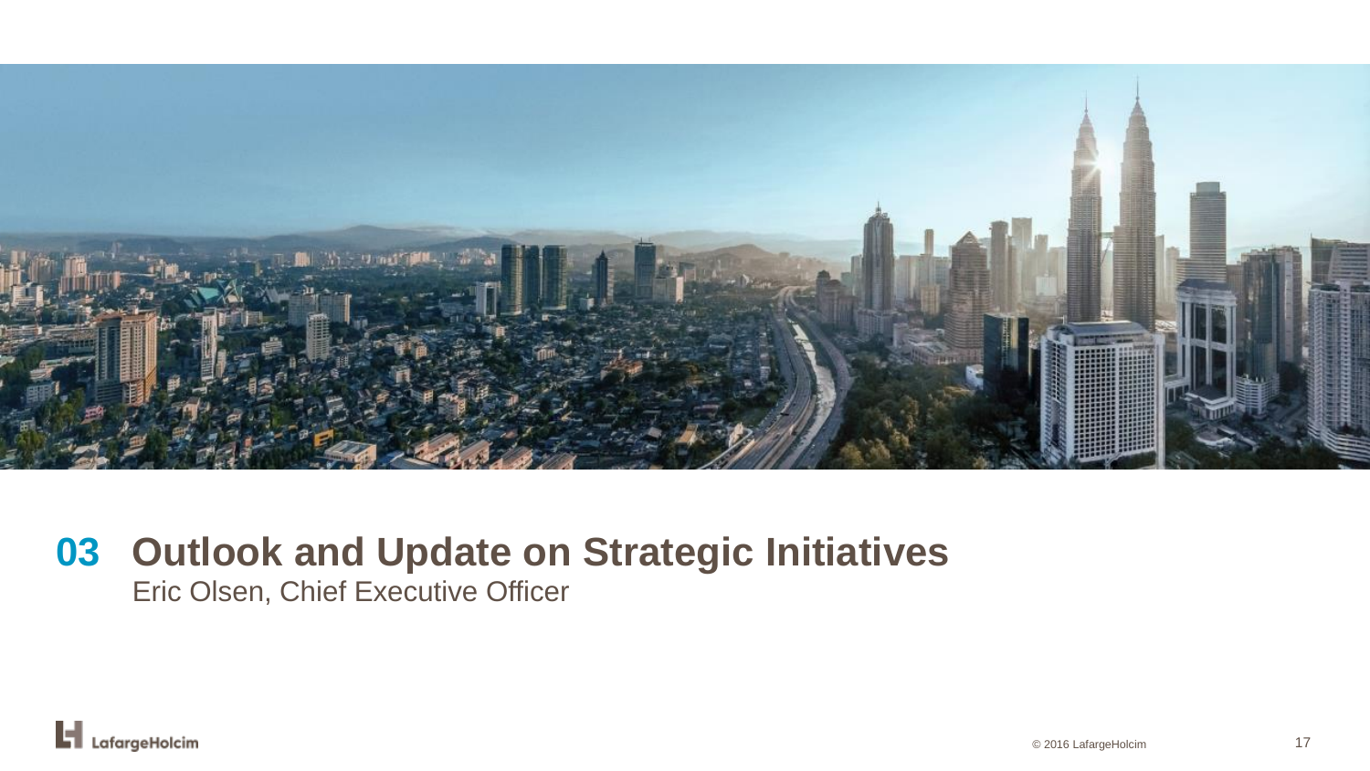# 03 Outlook and Update on Strategic Initiatives

Eric Olsen, Chief Executive Officer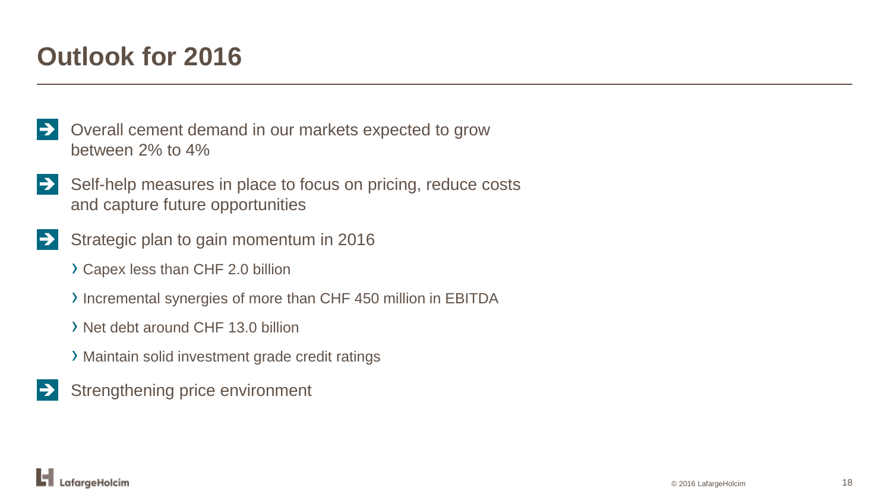# Outlook for 2016

- Overall cement demand in our markets expected to grow between 2% to 4%
- Self-help measures in place to focus on pricing, reduce costs and capture future opportunities
- Strategic plan to gain momentum in 2016
  - Capex less than CHF 2.0 billion
  - Incremental synergies of more than CHF 450 million in EBITDA
  - Net debt around CHF 13.0 billion
  - Maintain solid investment grade credit ratings
- Strengthening price environment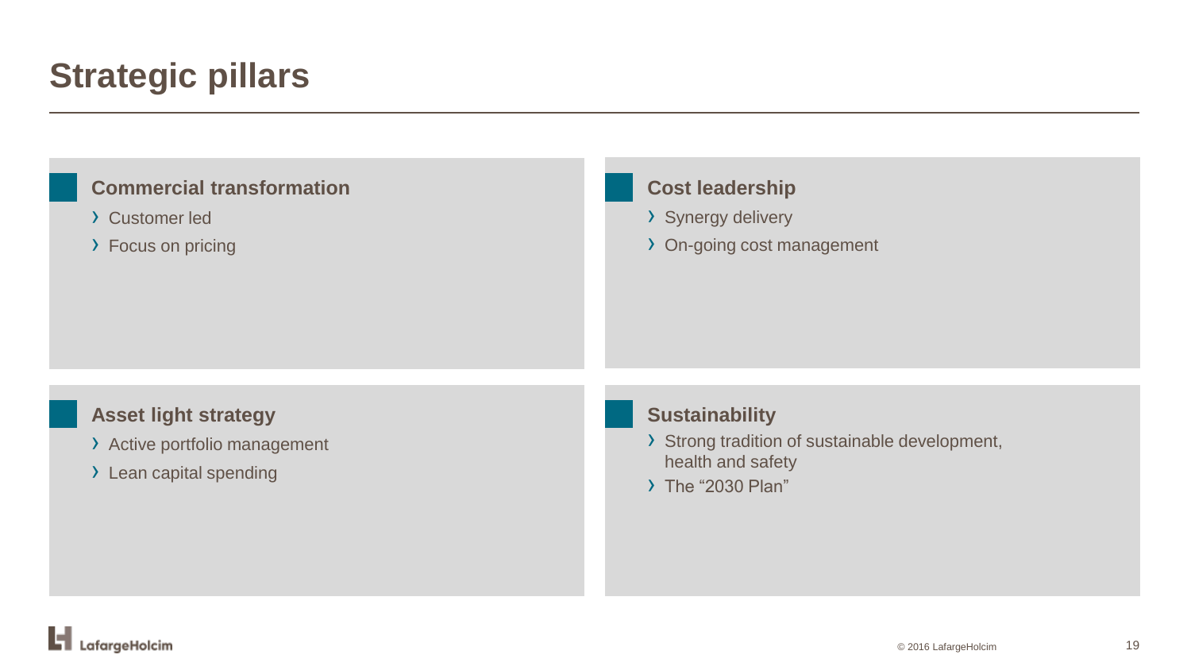# Strategic pillars

### Commercial transformation

- Customer led
- Focus on pricing

### Cost leadership

- Synergy delivery
- On-going cost management

### Asset light strategy

- Active portfolio management
- Lean capital spending

### Sustainability

- Strong tradition of sustainable development, health and safety
- The “2030 Plan”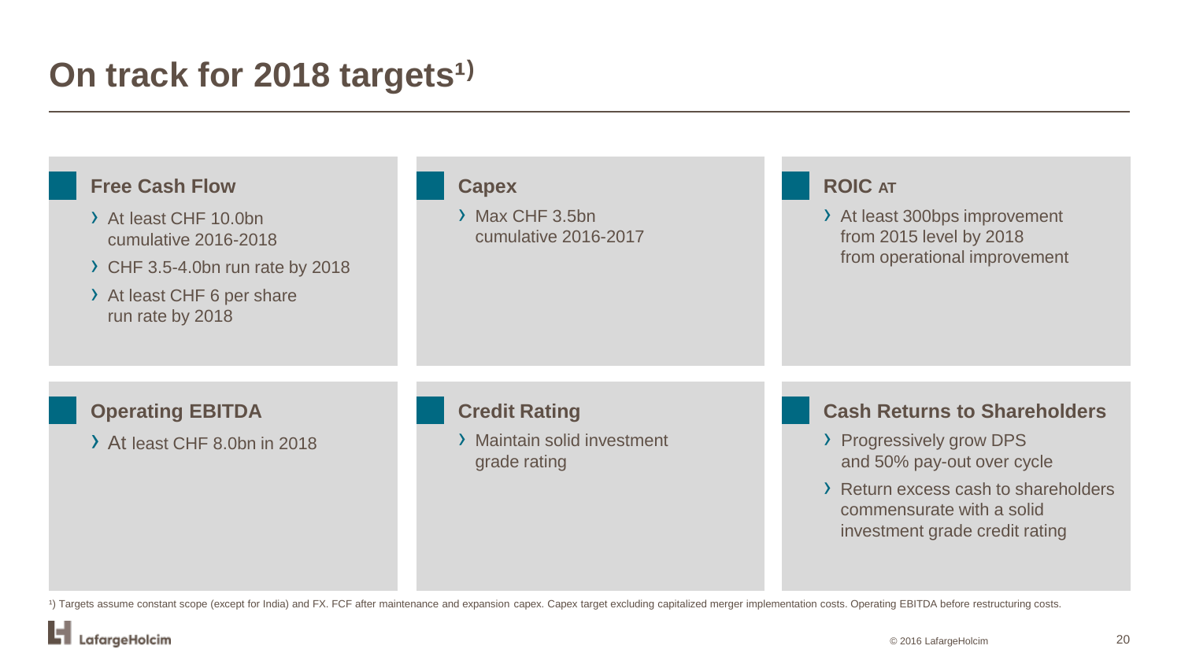# On track for 2018 targets[1)]

### Free Cash Flow

- At least CHF 10.0bn cumulative 2016-2018
- CHF 3.5-4.0bn run rate by 2018
- At least CHF 6 per share run rate by 2018

### Capex

- Max CHF 3.5bn cumulative 2016-2017

### ROIC AT

- At least 300bps improvement from 2015 level by 2018 from operational improvement

### Operating EBITDA

- At least CHF 8.0bn in 2018

### Credit Rating

- Maintain solid investment grade rating

### Cash Returns to Shareholders

- Progressively grow DPS and 50% pay-out over cycle
- Return excess cash to shareholders commensurate with a solid investment grade credit rating

[1)] Targets assume constant scope (except for India) and FX. FCF after maintenance and expansion capex. Capex target excluding capitalized merger implementation costs. Operating EBITDA before restructuring costs.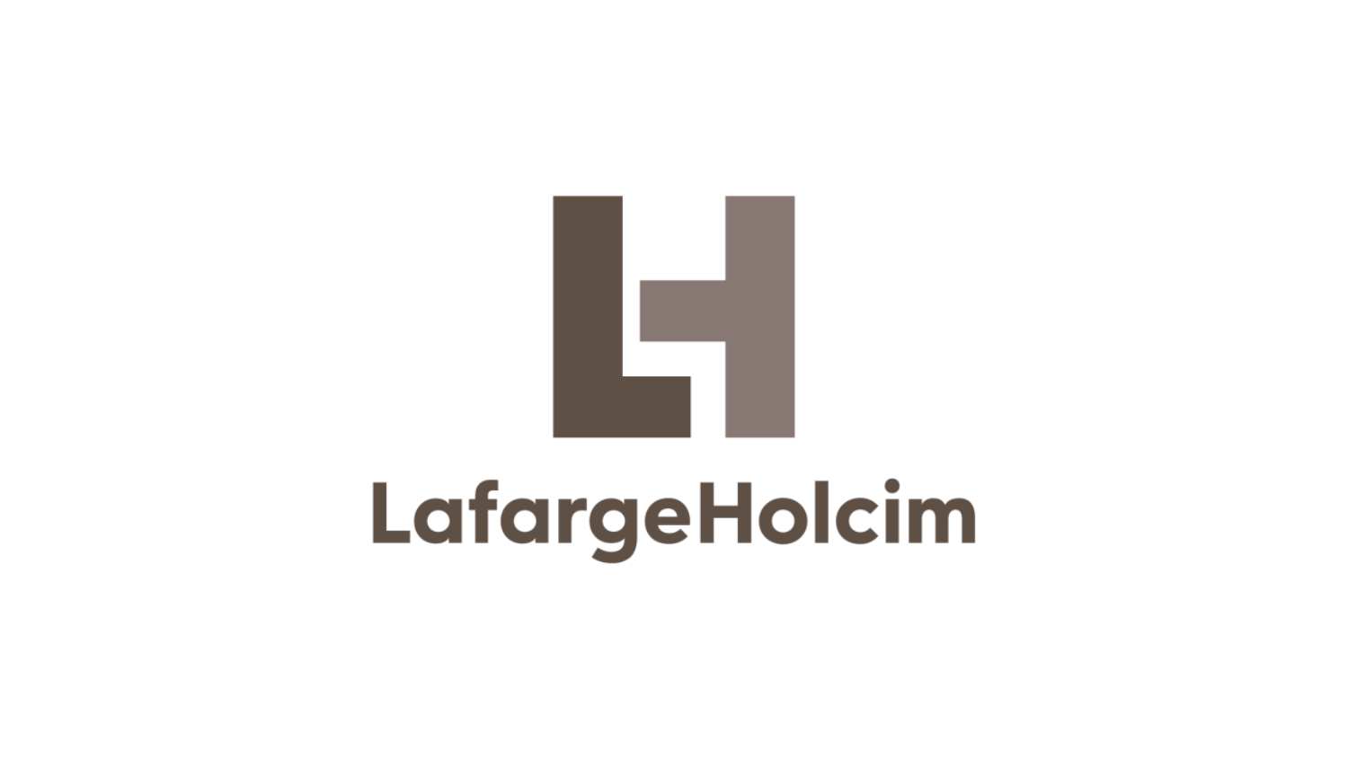LafargeHolcim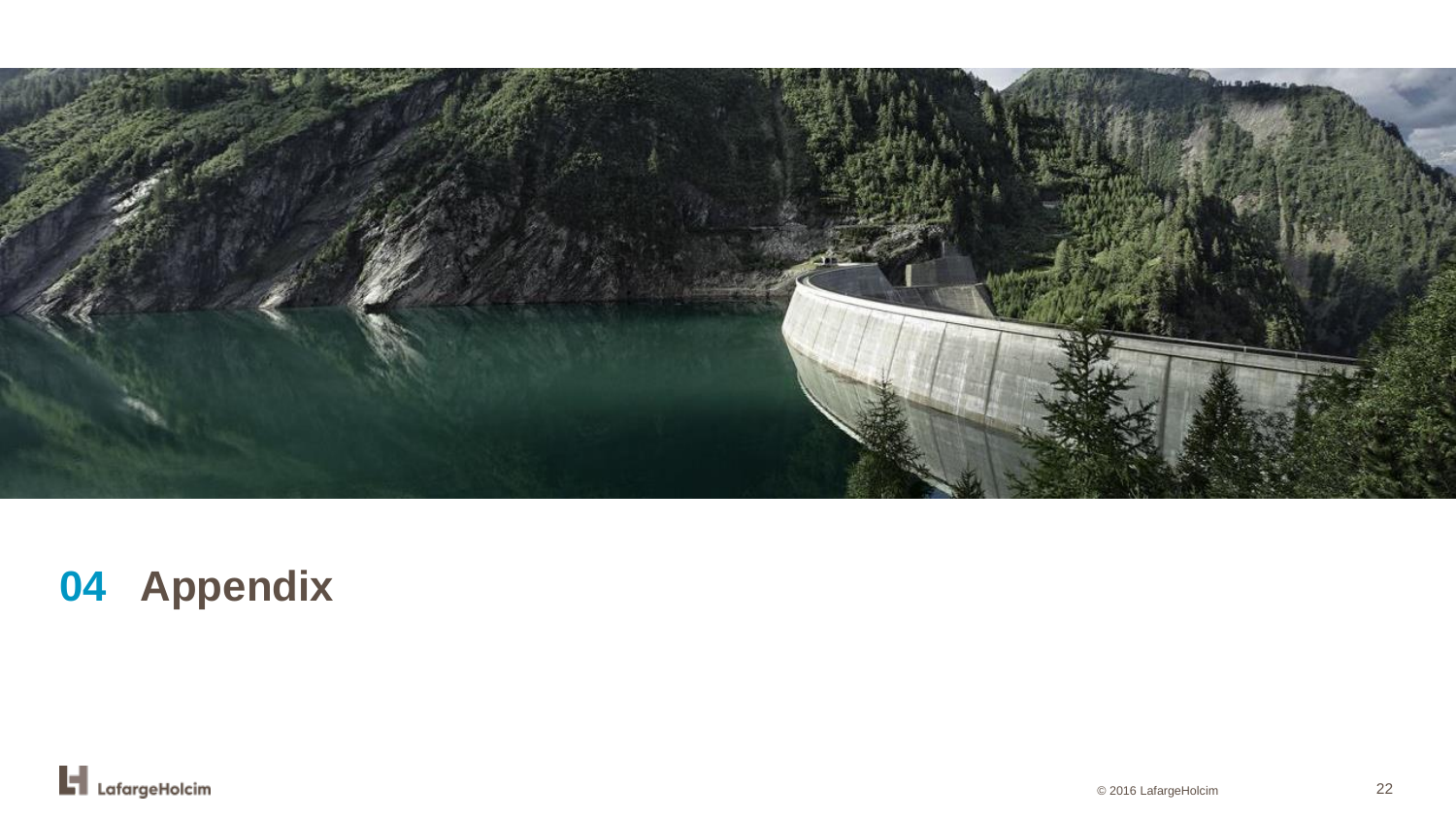# 04 Appendix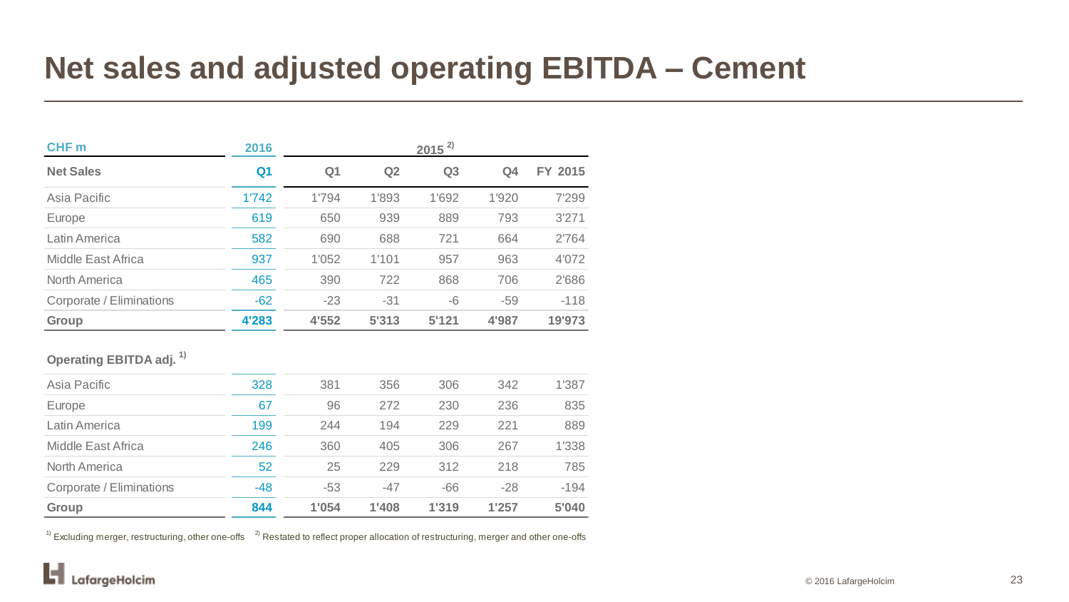# Net sales and adjusted operating EBITDA – Cement

| CHF m | 2016 | 2015 [2] | | | | |
|---|---|---|---|---|---|---|
| **Net Sales** | **Q1** | **Q1** | **Q2** | **Q3** | **Q4** | **FY 2015** |
| Asia Pacific | 1'742 | 1'794 | 1'893 | 1'692 | 1'920 | 7'299 |
| Europe | 619 | 650 | 939 | 889 | 793 | 3'271 |
| Latin America | 582 | 690 | 688 | 721 | 664 | 2'764 |
| Middle East Africa | 937 | 1'052 | 1'101 | 957 | 963 | 4'072 |
| North America | 465 | 390 | 722 | 868 | 706 | 2'686 |
| Corporate / Eliminations | -62 | -23 | -31 | -6 | -59 | -118 |
| **Group** | **4'283** | **4'552** | **5'313** | **5'121** | **4'987** | **19'973** |
| **Operating EBITDA adj. [1]** | | | | | | |
| Asia Pacific | 328 | 381 | 356 | 306 | 342 | 1'387 |
| Europe | 67 | 96 | 272 | 230 | 236 | 835 |
| Latin America | 199 | 244 | 194 | 229 | 221 | 889 |
| Middle East Africa | 246 | 360 | 405 | 306 | 267 | 1'338 |
| North America | 52 | 25 | 229 | 312 | 218 | 785 |
| Corporate / Eliminations | -48 | -53 | -47 | -66 | -28 | -194 |
| **Group** | **844** | **1'054** | **1'408** | **1'319** | **1'257** | **5'040** |

[1] Excluding merger, restructuring, other one-offs [2] Restated to reflect proper allocation of restructuring, merger and other one-offs

© 2016 LafargeHolcim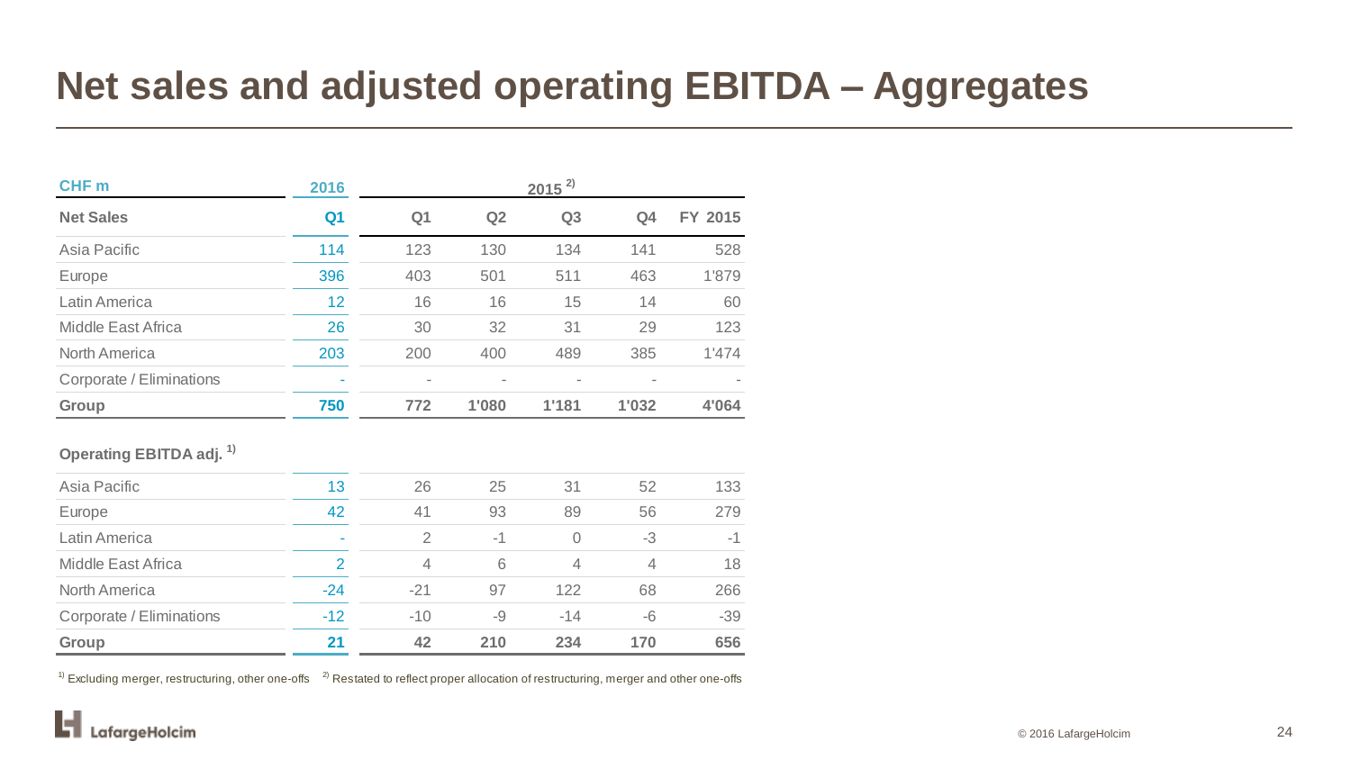# Net sales and adjusted operating EBITDA – Aggregates

| CHF m | 2016 | 2015 [2] | | | | |
|---|---|---|---|---|---|---|
| **Net Sales** | **Q1** | **Q1** | **Q2** | **Q3** | **Q4** | **FY 2015** |
| Asia Pacific | 114 | 123 | 130 | 134 | 141 | 528 |
| Europe | 396 | 403 | 501 | 511 | 463 | 1'879 |
| Latin America | 12 | 16 | 16 | 15 | 14 | 60 |
| Middle East Africa | 26 | 30 | 32 | 31 | 29 | 123 |
| North America | 203 | 200 | 400 | 489 | 385 | 1'474 |
| Corporate / Eliminations | - | - | - | - | - | - |
| **Group** | **750** | **772** | **1'080** | **1'181** | **1'032** | **4'064** |
| **Operating EBITDA adj. [1]** | | | | | | |
| Asia Pacific | 13 | 26 | 25 | 31 | 52 | 133 |
| Europe | 42 | 41 | 93 | 89 | 56 | 279 |
| Latin America | - | 2 | -1 | 0 | -3 | -1 |
| Middle East Africa | 2 | 4 | 6 | 4 | 4 | 18 |
| North America | -24 | -21 | 97 | 122 | 68 | 266 |
| Corporate / Eliminations | -12 | -10 | -9 | -14 | -6 | -39 |
| **Group** | **21** | **42** | **210** | **234** | **170** | **656** |

[1] Excluding merger, restructuring, other one-offs [2] Restated to reflect proper allocation of restructuring, merger and other one-offs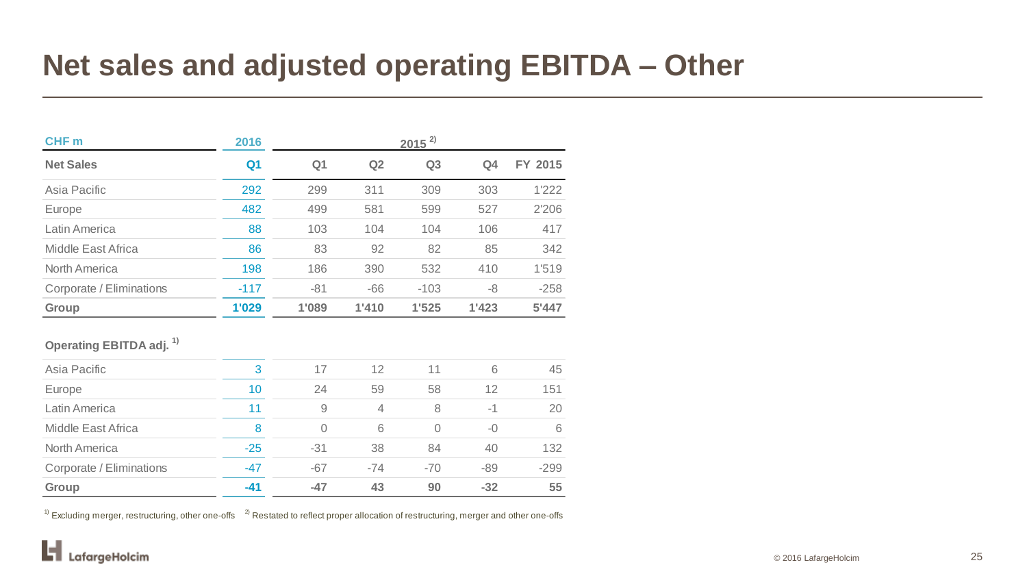# Net sales and adjusted operating EBITDA – Other

| CHF m | 2016 | 2015 [2] | | | | |
|---|---|---|---|---|---|---|
| **Net Sales** | **Q1** | **Q1** | **Q2** | **Q3** | **Q4** | **FY 2015** |
| Asia Pacific | 292 | 299 | 311 | 309 | 303 | 1'222 |
| Europe | 482 | 499 | 581 | 599 | 527 | 2'206 |
| Latin America | 88 | 103 | 104 | 104 | 106 | 417 |
| Middle East Africa | 86 | 83 | 92 | 82 | 85 | 342 |
| North America | 198 | 186 | 390 | 532 | 410 | 1'519 |
| Corporate / Eliminations | -117 | -81 | -66 | -103 | -8 | -258 |
| **Group** | **1'029** | **1'089** | **1'410** | **1'525** | **1'423** | **5'447** |
| **Operating EBITDA adj.** [1] | | | | | | |
| Asia Pacific | 3 | 17 | 12 | 11 | 6 | 45 |
| Europe | 10 | 24 | 59 | 58 | 12 | 151 |
| Latin America | 11 | 9 | 4 | 8 | -1 | 20 |
| Middle East Africa | 8 | 0 | 6 | 0 | -0 | 6 |
| North America | -25 | -31 | 38 | 84 | 40 | 132 |
| Corporate / Eliminations | -47 | -67 | -74 | -70 | -89 | -299 |
| **Group** | **-41** | **-47** | **43** | **90** | **-32** | **55** |

[1] Excluding merger, restructuring, other one-offs [2] Restated to reflect proper allocation of restructuring, merger and other one-offs

© 2016 LafargeHolcim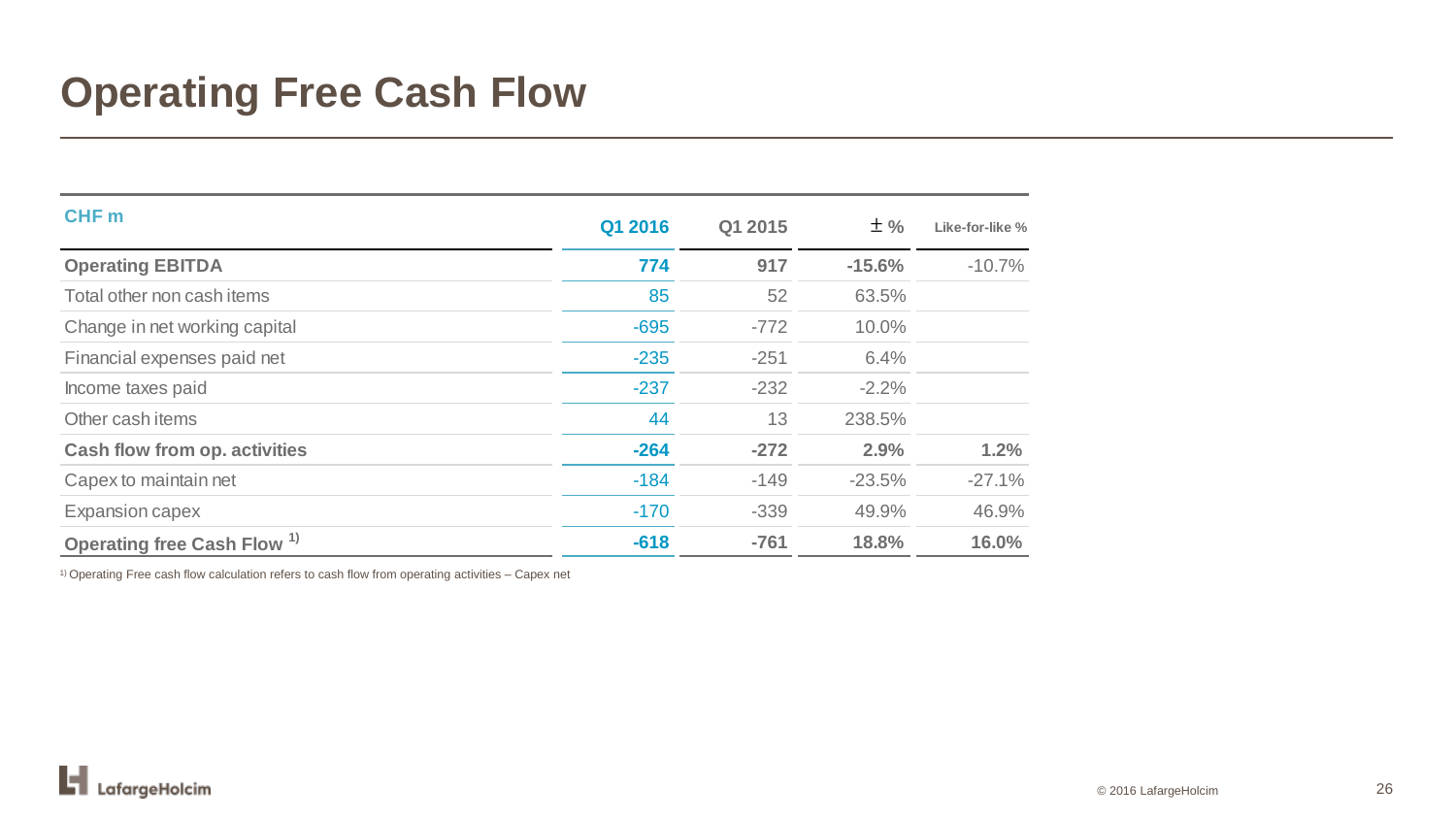# Operating Free Cash Flow

| CHF m | Q1 2016 | Q1 2015 | ± % | Like-for-like % |
|---|---|---|---|---|
| **Operating EBITDA** | **774** | **917** | **-15.6%** | -10.7% |
| Total other non cash items | 85 | 52 | 63.5% | |
| Change in net working capital | -695 | -772 | 10.0% | |
| Financial expenses paid net | -235 | -251 | 6.4% | |
| Income taxes paid | -237 | -232 | -2.2% | |
| Other cash items | 44 | 13 | 238.5% | |
| **Cash flow from op. activities** | **-264** | **-272** | **2.9%** | **1.2%** |
| Capex to maintain net | -184 | -149 | -23.5% | -27.1% |
| Expansion capex | -170 | -339 | 49.9% | 46.9% |
| **Operating free Cash Flow** [1] | **-618** | **-761** | **18.8%** | **16.0%** |

[1] Operating Free cash flow calculation refers to cash flow from operating activities – Capex net

© 2016 LafargeHolcim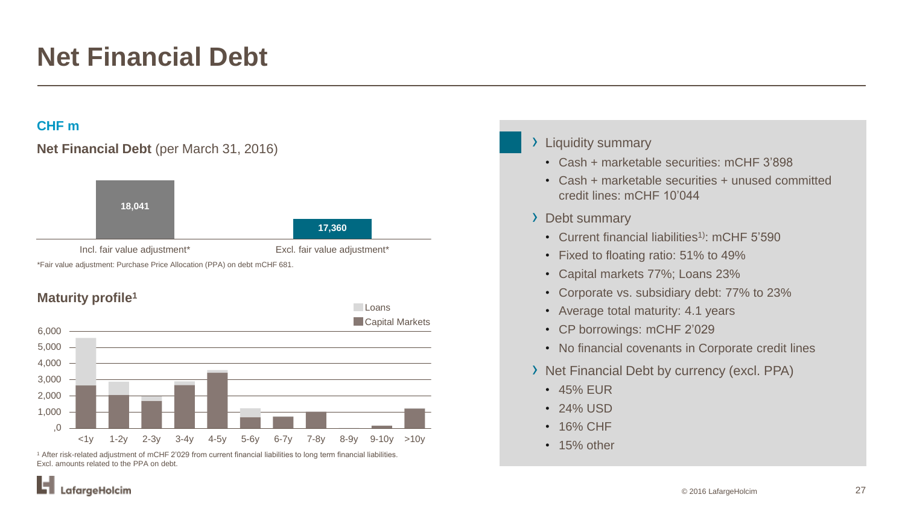# Net Financial Debt

**CHF m**

**Net Financial Debt** (per March 31, 2016)

| Incl. fair value adjustment* | Excl. fair value adjustment* |
|---|---|
| 18,041 | 17,360 |

*Fair value adjustment: Purchase Price Allocation (PPA) on debt mCHF 681.

**Maturity profile[1]**

Legend: Loans, Capital Markets

Y-axis: ,0 · 1,000 · 2,000 · 3,000 · 4,000 · 5,000 · 6,000

X-axis: <1y · 1-2y · 2-3y · 3-4y · 4-5y · 5-6y · 6-7y · 7-8y · 8-9y · 9-10y · >10y

[1] After risk-related adjustment of mCHF 2'029 from current financial liabilities to long term financial liabilities. Excl. amounts related to the PPA on debt.

› Liquidity summary
- Cash + marketable securities: mCHF 3'898
- Cash + marketable securities + unused committed credit lines: mCHF 10'044

› Debt summary
- Current financial liabilities[1)]: mCHF 5'590
- Fixed to floating ratio: 51% to 49%
- Capital markets 77%; Loans 23%
- Corporate vs. subsidiary debt: 77% to 23%
- Average total maturity: 4.1 years
- CP borrowings: mCHF 2'029
- No financial covenants in Corporate credit lines

› Net Financial Debt by currency (excl. PPA)
- 45% EUR
- 24% USD
- 16% CHF
- 15% other

© 2016 LafargeHolcim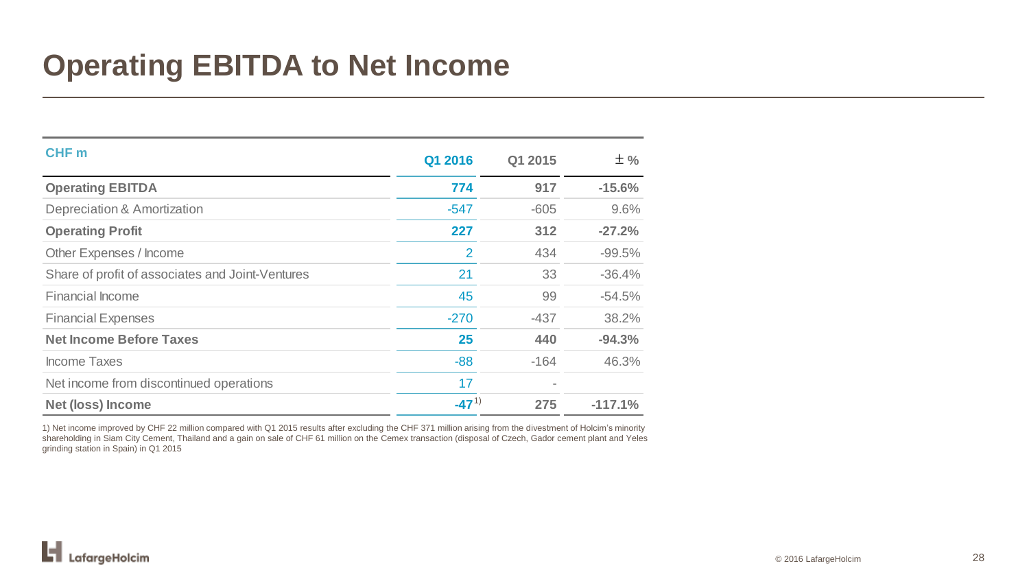# Operating EBITDA to Net Income

| CHF m | Q1 2016 | Q1 2015 | ± % |
|---|---|---|---|
| **Operating EBITDA** | **774** | **917** | **-15.6%** |
| Depreciation & Amortization | -547 | -605 | 9.6% |
| **Operating Profit** | **227** | **312** | **-27.2%** |
| Other Expenses / Income | 2 | 434 | -99.5% |
| Share of profit of associates and Joint-Ventures | 21 | 33 | -36.4% |
| Financial Income | 45 | 99 | -54.5% |
| Financial Expenses | -270 | -437 | 38.2% |
| **Net Income Before Taxes** | **25** | **440** | **-94.3%** |
| Income Taxes | -88 | -164 | 46.3% |
| Net income from discontinued operations | 17 | - | |
| **Net (loss) Income** | **-47** [1)] | **275** | **-117.1%** |

1) Net income improved by CHF 22 million compared with Q1 2015 results after excluding the CHF 371 million arising from the divestment of Holcim's minority shareholding in Siam City Cement, Thailand and a gain on sale of CHF 61 million on the Cemex transaction (disposal of Czech, Gador cement plant and Yeles grinding station in Spain) in Q1 2015

© 2016 LafargeHolcim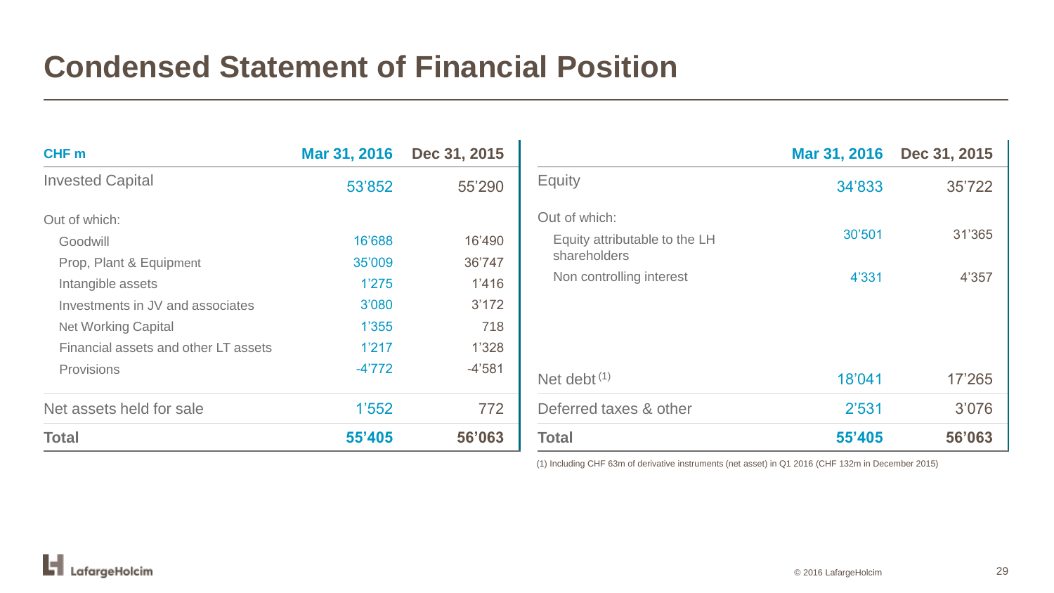# Condensed Statement of Financial Position

| CHF m | Mar 31, 2016 | Dec 31, 2015 |
|---|---|---|
| Invested Capital | 53’852 | 55’290 |
| Out of which: | | |
| Goodwill | 16’688 | 16’490 |
| Prop, Plant & Equipment | 35’009 | 36’747 |
| Intangible assets | 1’275 | 1’416 |
| Investments in JV and associates | 3’080 | 3’172 |
| Net Working Capital | 1’355 | 718 |
| Financial assets and other LT assets | 1’217 | 1’328 |
| Provisions | -4’772 | -4’581 |
| Net assets held for sale | 1’552 | 772 |
| **Total** | **55’405** | **56’063** |

| | Mar 31, 2016 | Dec 31, 2015 |
|---|---|---|
| Equity | 34’833 | 35’722 |
| Out of which: | | |
| Equity attributable to the LH shareholders | 30’501 | 31’365 |
| Non controlling interest | 4’331 | 4’357 |
| Net debt [(1)] | 18’041 | 17’265 |
| Deferred taxes & other | 2’531 | 3’076 |
| **Total** | **55’405** | **56’063** |

(1) Including CHF 63m of derivative instruments (net asset) in Q1 2016 (CHF 132m in December 2015)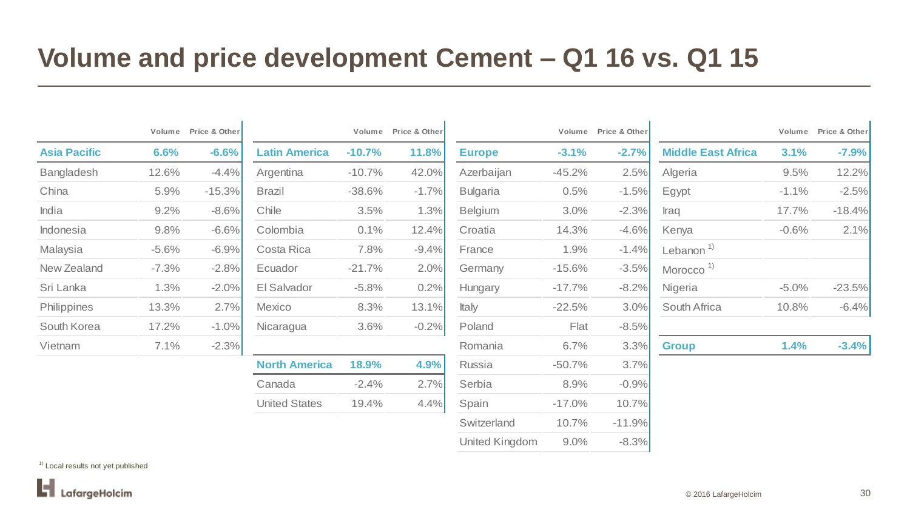# Volume and price development Cement – Q1 16 vs. Q1 15

| | Volume | Price & Other |
|---|---|---|
| **Asia Pacific** | **6.6%** | **-6.6%** |
| Bangladesh | 12.6% | -4.4% |
| China | 5.9% | -15.3% |
| India | 9.2% | -8.6% |
| Indonesia | 9.8% | -6.6% |
| Malaysia | -5.6% | -6.9% |
| New Zealand | -7.3% | -2.8% |
| Sri Lanka | 1.3% | -2.0% |
| Philippines | 13.3% | 2.7% |
| South Korea | 17.2% | -1.0% |
| Vietnam | 7.1% | -2.3% |

| | Volume | Price & Other |
|---|---|---|
| **Latin America** | **-10.7%** | **11.8%** |
| Argentina | -10.7% | 42.0% |
| Brazil | -38.6% | -1.7% |
| Chile | 3.5% | 1.3% |
| Colombia | 0.1% | 12.4% |
| Costa Rica | 7.8% | -9.4% |
| Ecuador | -21.7% | 2.0% |
| El Salvador | -5.8% | 0.2% |
| Mexico | 8.3% | 13.1% |
| Nicaragua | 3.6% | -0.2% |
| **North America** | **18.9%** | **4.9%** |
| Canada | -2.4% | 2.7% |
| United States | 19.4% | 4.4% |

| | Volume | Price & Other |
|---|---|---|
| **Europe** | **-3.1%** | **-2.7%** |
| Azerbaijan | -45.2% | 2.5% |
| Bulgaria | 0.5% | -1.5% |
| Belgium | 3.0% | -2.3% |
| Croatia | 14.3% | -4.6% |
| France | 1.9% | -1.4% |
| Germany | -15.6% | -3.5% |
| Hungary | -17.7% | -8.2% |
| Italy | -22.5% | 3.0% |
| Poland | Flat | -8.5% |
| Romania | 6.7% | 3.3% |
| Russia | -50.7% | 3.7% |
| Serbia | 8.9% | -0.9% |
| Spain | -17.0% | 10.7% |
| Switzerland | 10.7% | -11.9% |
| United Kingdom | 9.0% | -8.3% |

| | Volume | Price & Other |
|---|---|---|
| **Middle East Africa** | **3.1%** | **-7.9%** |
| Algeria | 9.5% | 12.2% |
| Egypt | -1.1% | -2.5% |
| Iraq | 17.7% | -18.4% |
| Kenya | -0.6% | 2.1% |
| Lebanon [1) ] | | |
| Morocco [1) ] | | |
| Nigeria | -5.0% | -23.5% |
| South Africa | 10.8% | -6.4% |
| **Group** | **1.4%** | **-3.4%** |

[1)] Local results not yet published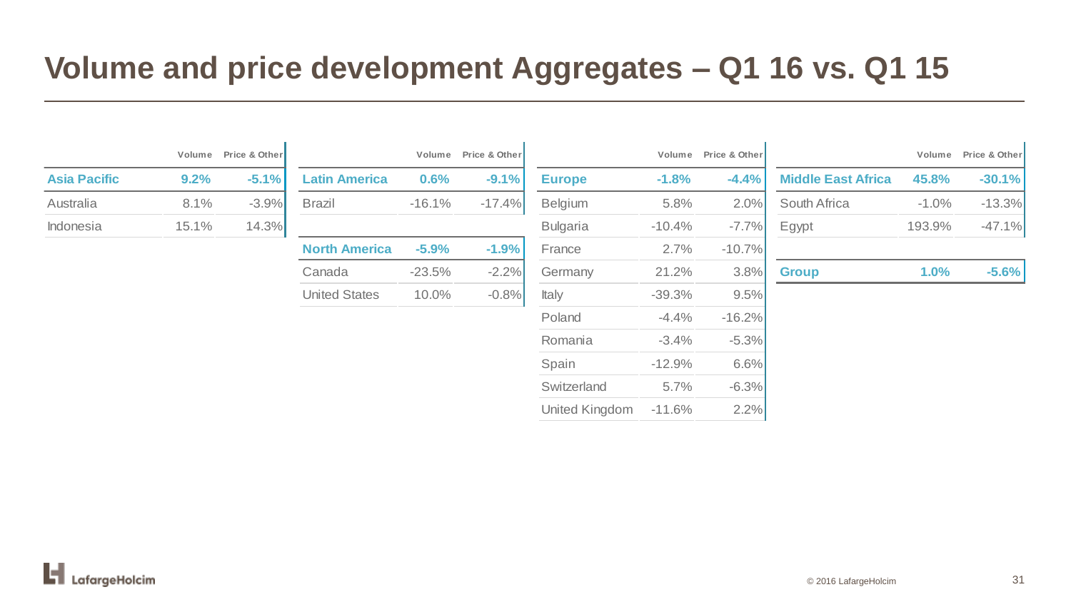# Volume and price development Aggregates – Q1 16 vs. Q1 15

| | Volume | Price & Other |
|---|---|---|
| **Asia Pacific** | **9.2%** | **-5.1%** |
| Australia | 8.1% | -3.9% |
| Indonesia | 15.1% | 14.3% |

| | Volume | Price & Other |
|---|---|---|
| **Latin America** | **0.6%** | **-9.1%** |
| Brazil | -16.1% | -17.4% |

| | Volume | Price & Other |
|---|---|---|
| **North America** | **-5.9%** | **-1.9%** |
| Canada | -23.5% | -2.2% |
| United States | 10.0% | -0.8% |

| | Volume | Price & Other |
|---|---|---|
| **Europe** | **-1.8%** | **-4.4%** |
| Belgium | 5.8% | 2.0% |
| Bulgaria | -10.4% | -7.7% |
| France | 2.7% | -10.7% |
| Germany | 21.2% | 3.8% |
| Italy | -39.3% | 9.5% |
| Poland | -4.4% | -16.2% |
| Romania | -3.4% | -5.3% |
| Spain | -12.9% | 6.6% |
| Switzerland | 5.7% | -6.3% |
| United Kingdom | -11.6% | 2.2% |

| | Volume | Price & Other |
|---|---|---|
| **Middle East Africa** | **45.8%** | **-30.1%** |
| South Africa | -1.0% | -13.3% |
| Egypt | 193.9% | -47.1% |

| | Volume | Price & Other |
|---|---|---|
| **Group** | **1.0%** | **-5.6%** |

© 2016 LafargeHolcim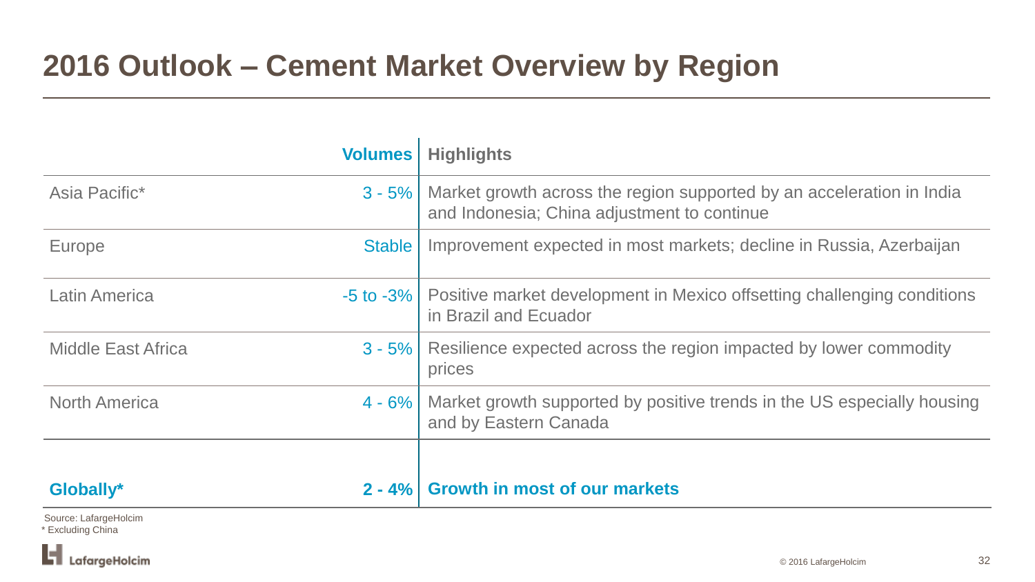# 2016 Outlook – Cement Market Overview by Region

| | Volumes | Highlights |
|---|---|---|
| Asia Pacific* | 3 - 5% | Market growth across the region supported by an acceleration in India and Indonesia; China adjustment to continue |
| Europe | Stable | Improvement expected in most markets; decline in Russia, Azerbaijan |
| Latin America | -5 to -3% | Positive market development in Mexico offsetting challenging conditions in Brazil and Ecuador |
| Middle East Africa | 3 - 5% | Resilience expected across the region impacted by lower commodity prices |
| North America | 4 - 6% | Market growth supported by positive trends in the US especially housing and by Eastern Canada |
| **Globally*** | **2 - 4%** | **Growth in most of our markets** |

Source: LafargeHolcim
* Excluding China

© 2016 LafargeHolcim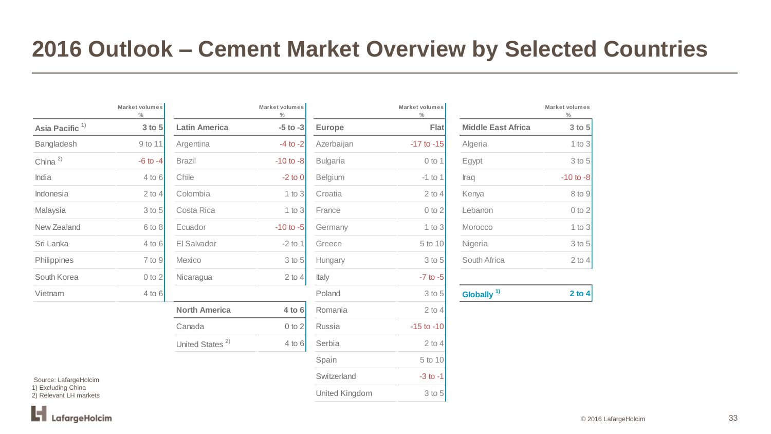# 2016 Outlook – Cement Market Overview by Selected Countries

| Asia Pacific [1] | Market volumes % |
|---|---|
| **Asia Pacific** [1] | **3 to 5** |
| Bangladesh | 9 to 11 |
| China [2] | -6 to -4 |
| India | 4 to 6 |
| Indonesia | 2 to 4 |
| Malaysia | 3 to 5 |
| New Zealand | 6 to 8 |
| Sri Lanka | 4 to 6 |
| Philippines | 7 to 9 |
| South Korea | 0 to 2 |
| Vietnam | 4 to 6 |

| Latin America | Market volumes % |
|---|---|
| **Latin America** | **-5 to -3** |
| Argentina | -4 to -2 |
| Brazil | -10 to -8 |
| Chile | -2 to 0 |
| Colombia | 1 to 3 |
| Costa Rica | 1 to 3 |
| Ecuador | -10 to -5 |
| El Salvador | -2 to 1 |
| Mexico | 3 to 5 |
| Nicaragua | 2 to 4 |

| North America | Market volumes % |
|---|---|
| **North America** | **4 to 6** |
| Canada | 0 to 2 |
| United States [2] | 4 to 6 |

| Europe | Market volumes % |
|---|---|
| **Europe** | **Flat** |
| Azerbaijan | -17 to -15 |
| Bulgaria | 0 to 1 |
| Belgium | -1 to 1 |
| Croatia | 2 to 4 |
| France | 0 to 2 |
| Germany | 1 to 3 |
| Greece | 5 to 10 |
| Hungary | 3 to 5 |
| Italy | -7 to -5 |
| Poland | 3 to 5 |
| Romania | 2 to 4 |
| Russia | -15 to -10 |
| Serbia | 2 to 4 |
| Spain | 5 to 10 |
| Switzerland | -3 to -1 |
| United Kingdom | 3 to 5 |

| Middle East Africa | Market volumes % |
|---|---|
| **Middle East Africa** | **3 to 5** |
| Algeria | 1 to 3 |
| Egypt | 3 to 5 |
| Iraq | -10 to -8 |
| Kenya | 8 to 9 |
| Lebanon | 0 to 2 |
| Morocco | 1 to 3 |
| Nigeria | 3 to 5 |
| South Africa | 2 to 4 |

| | Market volumes % |
|---|---|
| **Globally** [1] | **2 to 4** |

Source: LafargeHolcim
1) Excluding China
2) Relevant LH markets

© 2016 LafargeHolcim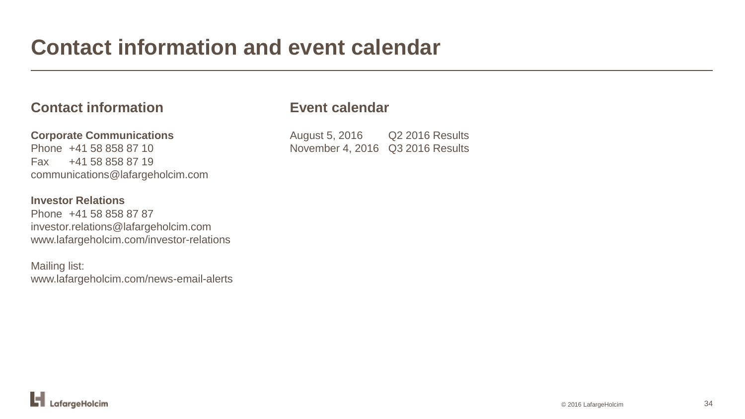# Contact information and event calendar

## Contact information

**Corporate Communications**
Phone +41 58 858 87 10
Fax +41 58 858 87 19
communications@lafargeholcim.com

**Investor Relations**
Phone +41 58 858 87 87
investor.relations@lafargeholcim.com
www.lafargeholcim.com/investor-relations

Mailing list:
www.lafargeholcim.com/news-email-alerts

## Event calendar

| | |
|---|---|
| August 5, 2016 | Q2 2016 Results |
| November 4, 2016 | Q3 2016 Results |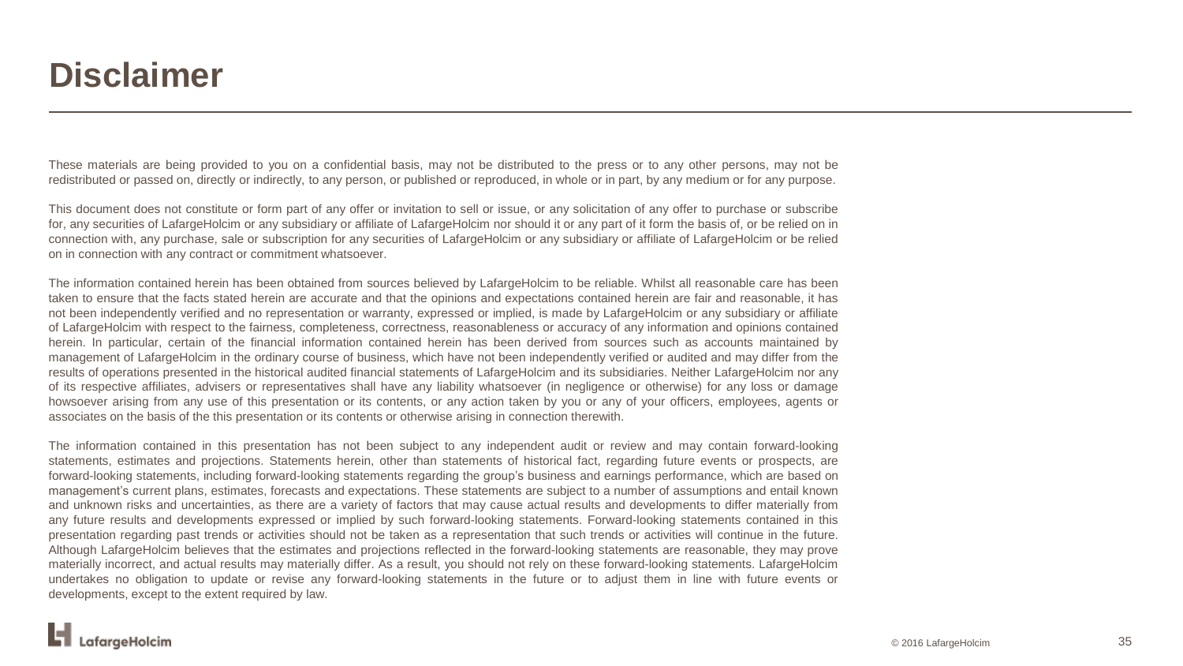# Disclaimer

These materials are being provided to you on a confidential basis, may not be distributed to the press or to any other persons, may not be redistributed or passed on, directly or indirectly, to any person, or published or reproduced, in whole or in part, by any medium or for any purpose.

This document does not constitute or form part of any offer or invitation to sell or issue, or any solicitation of any offer to purchase or subscribe for, any securities of LafargeHolcim or any subsidiary or affiliate of LafargeHolcim nor should it or any part of it form the basis of, or be relied on in connection with, any purchase, sale or subscription for any securities of LafargeHolcim or any subsidiary or affiliate of LafargeHolcim or be relied on in connection with any contract or commitment whatsoever.

The information contained herein has been obtained from sources believed by LafargeHolcim to be reliable. Whilst all reasonable care has been taken to ensure that the facts stated herein are accurate and that the opinions and expectations contained herein are fair and reasonable, it has not been independently verified and no representation or warranty, expressed or implied, is made by LafargeHolcim or any subsidiary or affiliate of LafargeHolcim with respect to the fairness, completeness, correctness, reasonableness or accuracy of any information and opinions contained herein. In particular, certain of the financial information contained herein has been derived from sources such as accounts maintained by management of LafargeHolcim in the ordinary course of business, which have not been independently verified or audited and may differ from the results of operations presented in the historical audited financial statements of LafargeHolcim and its subsidiaries. Neither LafargeHolcim nor any of its respective affiliates, advisers or representatives shall have any liability whatsoever (in negligence or otherwise) for any loss or damage howsoever arising from any use of this presentation or its contents, or any action taken by you or any of your officers, employees, agents or associates on the basis of the this presentation or its contents or otherwise arising in connection therewith.

The information contained in this presentation has not been subject to any independent audit or review and may contain forward-looking statements, estimates and projections. Statements herein, other than statements of historical fact, regarding future events or prospects, are forward-looking statements, including forward-looking statements regarding the group's business and earnings performance, which are based on management's current plans, estimates, forecasts and expectations. These statements are subject to a number of assumptions and entail known and unknown risks and uncertainties, as there are a variety of factors that may cause actual results and developments to differ materially from any future results and developments expressed or implied by such forward-looking statements. Forward-looking statements contained in this presentation regarding past trends or activities should not be taken as a representation that such trends or activities will continue in the future. Although LafargeHolcim believes that the estimates and projections reflected in the forward-looking statements are reasonable, they may prove materially incorrect, and actual results may materially differ. As a result, you should not rely on these forward-looking statements. LafargeHolcim undertakes no obligation to update or revise any forward-looking statements in the future or to adjust them in line with future events or developments, except to the extent required by law.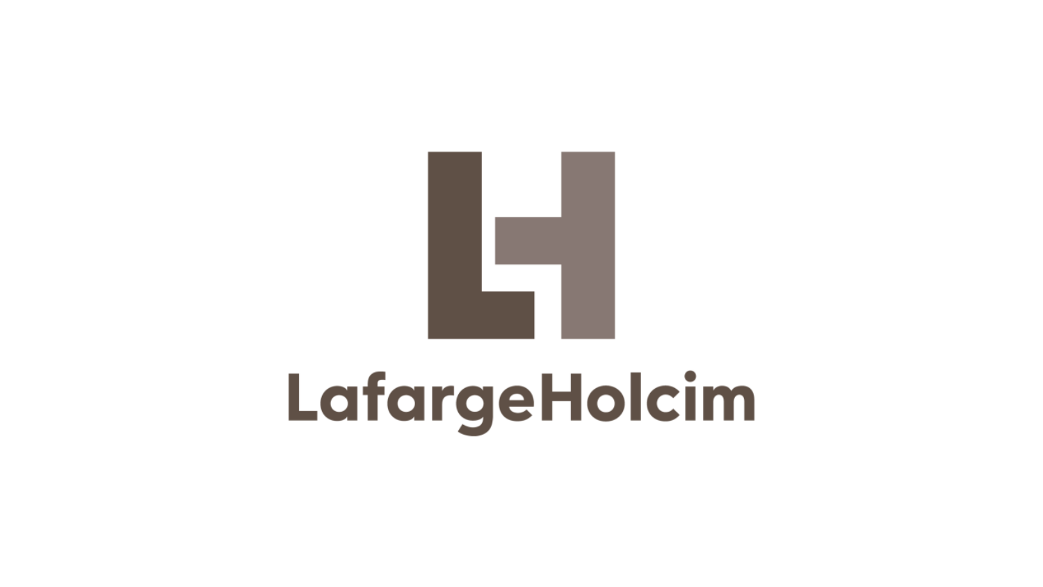LafargeHolcim